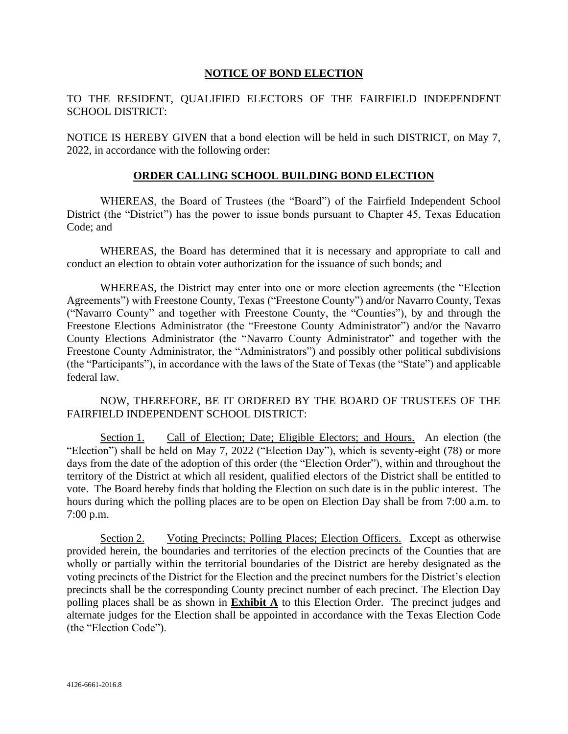## **NOTICE OF BOND ELECTION**

TO THE RESIDENT, QUALIFIED ELECTORS OF THE FAIRFIELD INDEPENDENT SCHOOL DISTRICT:

NOTICE IS HEREBY GIVEN that a bond election will be held in such DISTRICT, on May 7, 2022, in accordance with the following order:

## **ORDER CALLING SCHOOL BUILDING BOND ELECTION**

WHEREAS, the Board of Trustees (the "Board") of the Fairfield Independent School District (the "District") has the power to issue bonds pursuant to Chapter 45, Texas Education Code; and

WHEREAS, the Board has determined that it is necessary and appropriate to call and conduct an election to obtain voter authorization for the issuance of such bonds; and

WHEREAS, the District may enter into one or more election agreements (the "Election Agreements") with Freestone County, Texas ("Freestone County") and/or Navarro County, Texas ("Navarro County" and together with Freestone County, the "Counties"), by and through the Freestone Elections Administrator (the "Freestone County Administrator") and/or the Navarro County Elections Administrator (the "Navarro County Administrator" and together with the Freestone County Administrator, the "Administrators") and possibly other political subdivisions (the "Participants"), in accordance with the laws of the State of Texas (the "State") and applicable federal law.

NOW, THEREFORE, BE IT ORDERED BY THE BOARD OF TRUSTEES OF THE FAIRFIELD INDEPENDENT SCHOOL DISTRICT:

Section 1. Call of Election; Date; Eligible Electors; and Hours. An election (the "Election") shall be held on May 7, 2022 ("Election Day"), which is seventy-eight (78) or more days from the date of the adoption of this order (the "Election Order"), within and throughout the territory of the District at which all resident, qualified electors of the District shall be entitled to vote. The Board hereby finds that holding the Election on such date is in the public interest. The hours during which the polling places are to be open on Election Day shall be from 7:00 a.m. to 7:00 p.m.

Section 2. Voting Precincts; Polling Places; Election Officers. Except as otherwise provided herein, the boundaries and territories of the election precincts of the Counties that are wholly or partially within the territorial boundaries of the District are hereby designated as the voting precincts of the District for the Election and the precinct numbers for the District's election precincts shall be the corresponding County precinct number of each precinct. The Election Day polling places shall be as shown in **Exhibit A** to this Election Order. The precinct judges and alternate judges for the Election shall be appointed in accordance with the Texas Election Code (the "Election Code").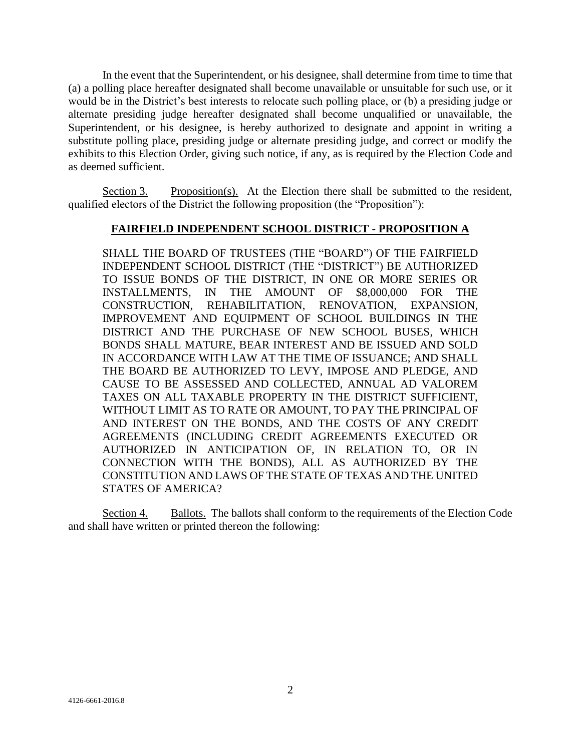In the event that the Superintendent, or his designee, shall determine from time to time that (a) a polling place hereafter designated shall become unavailable or unsuitable for such use, or it would be in the District's best interests to relocate such polling place, or (b) a presiding judge or alternate presiding judge hereafter designated shall become unqualified or unavailable, the Superintendent, or his designee, is hereby authorized to designate and appoint in writing a substitute polling place, presiding judge or alternate presiding judge, and correct or modify the exhibits to this Election Order, giving such notice, if any, as is required by the Election Code and as deemed sufficient.

Section 3. Proposition(s). At the Election there shall be submitted to the resident, qualified electors of the District the following proposition (the "Proposition"):

**FAIRFIELD INDEPENDENT SCHOOL DISTRICT - PROPOSITION A**

> SHALL THE BOARD OF TRUSTEES (THE "BOARD") OF THE FAIRFIELD INDEPENDENT SCHOOL DISTRICT (THE "DISTRICT") BE AUTHORIZED TO ISSUE BONDS OF THE DISTRICT, IN ONE OR MORE SERIES OR INSTALLMENTS, IN THE AMOUNT OF $8,000,000 FOR THE CONSTRUCTION, REHABILITATION, RENOVATION, EXPANSION, IMPROVEMENT AND EQUIPMENT OF SCHOOL BUILDINGS IN THE DISTRICT AND THE PURCHASE OF NEW SCHOOL BUSES, WHICH BONDS SHALL MATURE, BEAR INTEREST AND BE ISSUED AND SOLD IN ACCORDANCE WITH LAW AT THE TIME OF ISSUANCE; AND SHALL THE BOARD BE AUTHORIZED TO LEVY, IMPOSE AND PLEDGE, AND CAUSE TO BE ASSESSED AND COLLECTED, ANNUAL AD VALOREM TAXES ON ALL TAXABLE PROPERTY IN THE DISTRICT SUFFICIENT, WITHOUT LIMIT AS TO RATE OR AMOUNT, TO PAY THE PRINCIPAL OF AND INTEREST ON THE BONDS, AND THE COSTS OF ANY CREDIT AGREEMENTS (INCLUDING CREDIT AGREEMENTS EXECUTED OR AUTHORIZED IN ANTICIPATION OF, IN RELATION TO, OR IN CONNECTION WITH THE BONDS), ALL AS AUTHORIZED BY THE CONSTITUTION AND LAWS OF THE STATE OF TEXAS AND THE UNITED STATES OF AMERICA?

Section 4. Ballots. The ballots shall conform to the requirements of the Election Code and shall have written or printed thereon the following: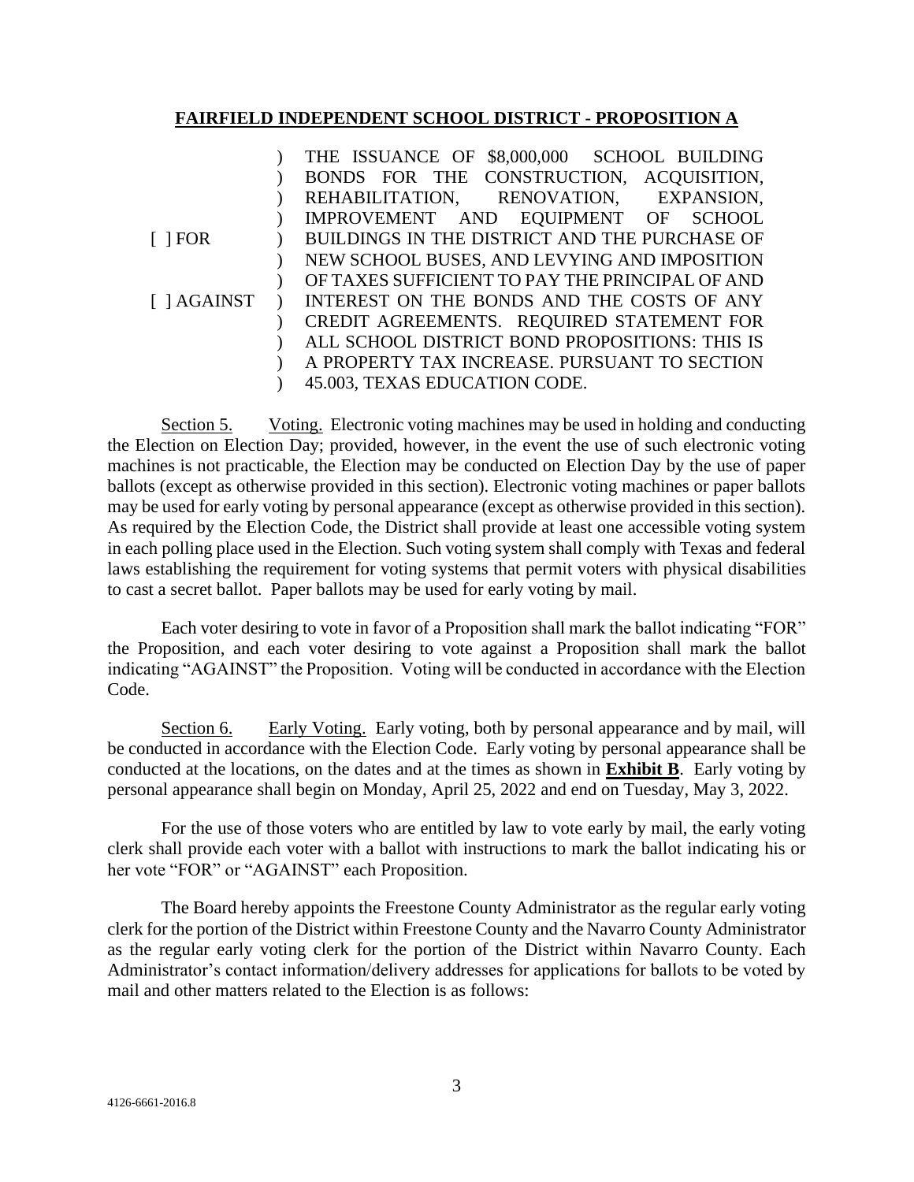**FAIRFIELD INDEPENDENT SCHOOL DISTRICT - PROPOSITION A**

| | |
|---|---|
| [ ] FOR<br><br>[ ] AGAINST | THE ISSUANCE OF $8,000,000 SCHOOL BUILDING BONDS FOR THE CONSTRUCTION, ACQUISITION, REHABILITATION, RENOVATION, EXPANSION, IMPROVEMENT AND EQUIPMENT OF SCHOOL BUILDINGS IN THE DISTRICT AND THE PURCHASE OF NEW SCHOOL BUSES, AND LEVYING AND IMPOSITION OF TAXES SUFFICIENT TO PAY THE PRINCIPAL OF AND INTEREST ON THE BONDS AND THE COSTS OF ANY CREDIT AGREEMENTS. REQUIRED STATEMENT FOR ALL SCHOOL DISTRICT BOND PROPOSITIONS: THIS IS A PROPERTY TAX INCREASE. PURSUANT TO SECTION 45.003, TEXAS EDUCATION CODE. |

Section 5. Voting. Electronic voting machines may be used in holding and conducting the Election on Election Day; provided, however, in the event the use of such electronic voting machines is not practicable, the Election may be conducted on Election Day by the use of paper ballots (except as otherwise provided in this section). Electronic voting machines or paper ballots may be used for early voting by personal appearance (except as otherwise provided in this section). As required by the Election Code, the District shall provide at least one accessible voting system in each polling place used in the Election. Such voting system shall comply with Texas and federal laws establishing the requirement for voting systems that permit voters with physical disabilities to cast a secret ballot. Paper ballots may be used for early voting by mail.

Each voter desiring to vote in favor of a Proposition shall mark the ballot indicating "FOR" the Proposition, and each voter desiring to vote against a Proposition shall mark the ballot indicating "AGAINST" the Proposition. Voting will be conducted in accordance with the Election Code.

Section 6. Early Voting. Early voting, both by personal appearance and by mail, will be conducted in accordance with the Election Code. Early voting by personal appearance shall be conducted at the locations, on the dates and at the times as shown in **Exhibit B**. Early voting by personal appearance shall begin on Monday, April 25, 2022 and end on Tuesday, May 3, 2022.

For the use of those voters who are entitled by law to vote early by mail, the early voting clerk shall provide each voter with a ballot with instructions to mark the ballot indicating his or her vote "FOR" or "AGAINST" each Proposition.

The Board hereby appoints the Freestone County Administrator as the regular early voting clerk for the portion of the District within Freestone County and the Navarro County Administrator as the regular early voting clerk for the portion of the District within Navarro County. Each Administrator's contact information/delivery addresses for applications for ballots to be voted by mail and other matters related to the Election is as follows: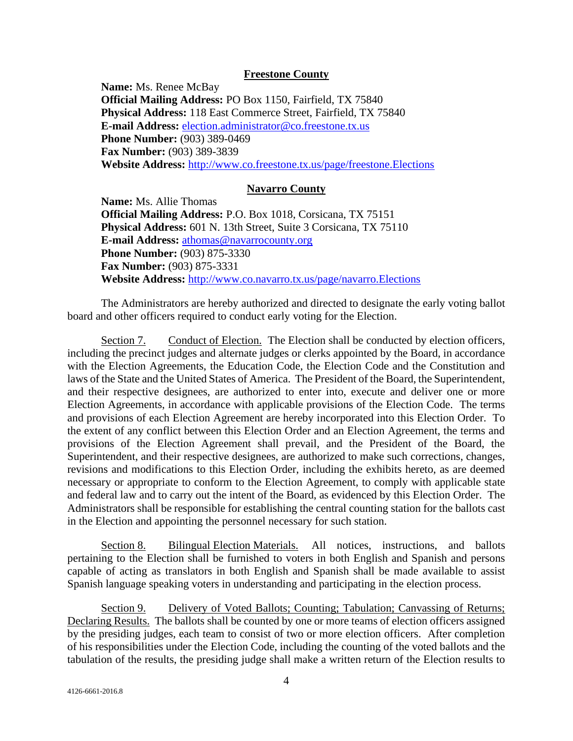**Freestone County**

**Name:** Ms. Renee McBay
**Official Mailing Address:** PO Box 1150, Fairfield, TX 75840
**Physical Address:** 118 East Commerce Street, Fairfield, TX 75840
**E-mail Address:** election.administrator@co.freestone.tx.us
**Phone Number:** (903) 389-0469
**Fax Number:** (903) 389-3839
**Website Address:** http://www.co.freestone.tx.us/page/freestone.Elections

**Navarro County**

**Name:** Ms. Allie Thomas
**Official Mailing Address:** P.O. Box 1018, Corsicana, TX 75151
**Physical Address:** 601 N. 13th Street, Suite 3 Corsicana, TX 75110
**E-mail Address:** athomas@navarrocounty.org
**Phone Number:** (903) 875-3330
**Fax Number:** (903) 875-3331
**Website Address:** http://www.co.navarro.tx.us/page/navarro.Elections

The Administrators are hereby authorized and directed to designate the early voting ballot board and other officers required to conduct early voting for the Election.

Section 7. Conduct of Election. The Election shall be conducted by election officers, including the precinct judges and alternate judges or clerks appointed by the Board, in accordance with the Election Agreements, the Education Code, the Election Code and the Constitution and laws of the State and the United States of America. The President of the Board, the Superintendent, and their respective designees, are authorized to enter into, execute and deliver one or more Election Agreements, in accordance with applicable provisions of the Election Code. The terms and provisions of each Election Agreement are hereby incorporated into this Election Order. To the extent of any conflict between this Election Order and an Election Agreement, the terms and provisions of the Election Agreement shall prevail, and the President of the Board, the Superintendent, and their respective designees, are authorized to make such corrections, changes, revisions and modifications to this Election Order, including the exhibits hereto, as are deemed necessary or appropriate to conform to the Election Agreement, to comply with applicable state and federal law and to carry out the intent of the Board, as evidenced by this Election Order. The Administrators shall be responsible for establishing the central counting station for the ballots cast in the Election and appointing the personnel necessary for such station.

Section 8. Bilingual Election Materials. All notices, instructions, and ballots pertaining to the Election shall be furnished to voters in both English and Spanish and persons capable of acting as translators in both English and Spanish shall be made available to assist Spanish language speaking voters in understanding and participating in the election process.

Section 9. Delivery of Voted Ballots; Counting; Tabulation; Canvassing of Returns; Declaring Results. The ballots shall be counted by one or more teams of election officers assigned by the presiding judges, each team to consist of two or more election officers. After completion of his responsibilities under the Election Code, including the counting of the voted ballots and the tabulation of the results, the presiding judge shall make a written return of the Election results to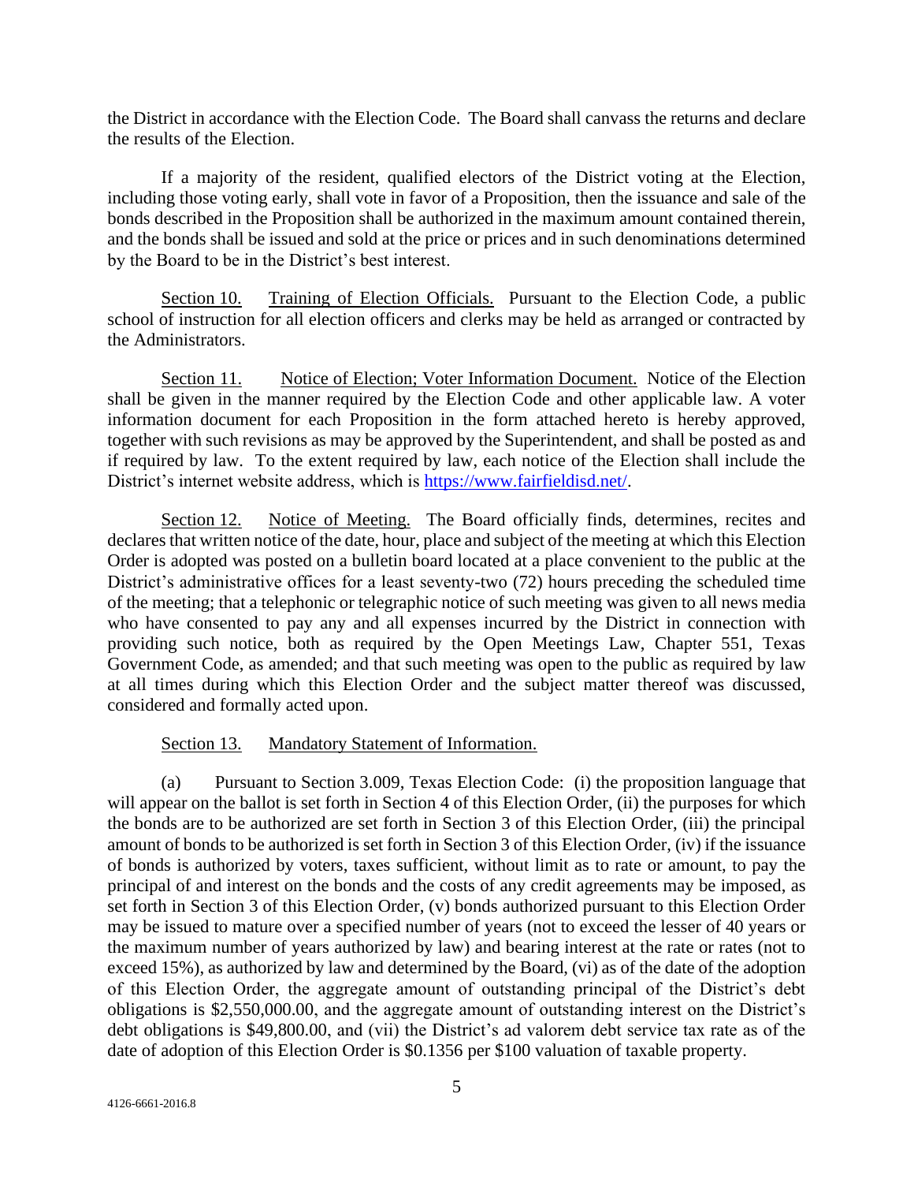the District in accordance with the Election Code. The Board shall canvass the returns and declare the results of the Election.

If a majority of the resident, qualified electors of the District voting at the Election, including those voting early, shall vote in favor of a Proposition, then the issuance and sale of the bonds described in the Proposition shall be authorized in the maximum amount contained therein, and the bonds shall be issued and sold at the price or prices and in such denominations determined by the Board to be in the District's best interest.

Section 10. Training of Election Officials. Pursuant to the Election Code, a public school of instruction for all election officers and clerks may be held as arranged or contracted by the Administrators.

Section 11. Notice of Election; Voter Information Document. Notice of the Election shall be given in the manner required by the Election Code and other applicable law. A voter information document for each Proposition in the form attached hereto is hereby approved, together with such revisions as may be approved by the Superintendent, and shall be posted as and if required by law. To the extent required by law, each notice of the Election shall include the District's internet website address, which is https://www.fairfieldisd.net/.

Section 12. Notice of Meeting. The Board officially finds, determines, recites and declares that written notice of the date, hour, place and subject of the meeting at which this Election Order is adopted was posted on a bulletin board located at a place convenient to the public at the District's administrative offices for a least seventy-two (72) hours preceding the scheduled time of the meeting; that a telephonic or telegraphic notice of such meeting was given to all news media who have consented to pay any and all expenses incurred by the District in connection with providing such notice, both as required by the Open Meetings Law, Chapter 551, Texas Government Code, as amended; and that such meeting was open to the public as required by law at all times during which this Election Order and the subject matter thereof was discussed, considered and formally acted upon.

Section 13. Mandatory Statement of Information.

(a) Pursuant to Section 3.009, Texas Election Code: (i) the proposition language that will appear on the ballot is set forth in Section 4 of this Election Order, (ii) the purposes for which the bonds are to be authorized are set forth in Section 3 of this Election Order, (iii) the principal amount of bonds to be authorized is set forth in Section 3 of this Election Order, (iv) if the issuance of bonds is authorized by voters, taxes sufficient, without limit as to rate or amount, to pay the principal of and interest on the bonds and the costs of any credit agreements may be imposed, as set forth in Section 3 of this Election Order, (v) bonds authorized pursuant to this Election Order may be issued to mature over a specified number of years (not to exceed the lesser of 40 years or the maximum number of years authorized by law) and bearing interest at the rate or rates (not to exceed 15%), as authorized by law and determined by the Board, (vi) as of the date of the adoption of this Election Order, the aggregate amount of outstanding principal of the District's debt obligations is $2,550,000.00, and the aggregate amount of outstanding interest on the District's debt obligations is $49,800.00, and (vii) the District's ad valorem debt service tax rate as of the date of adoption of this Election Order is $0.1356 per $100 valuation of taxable property.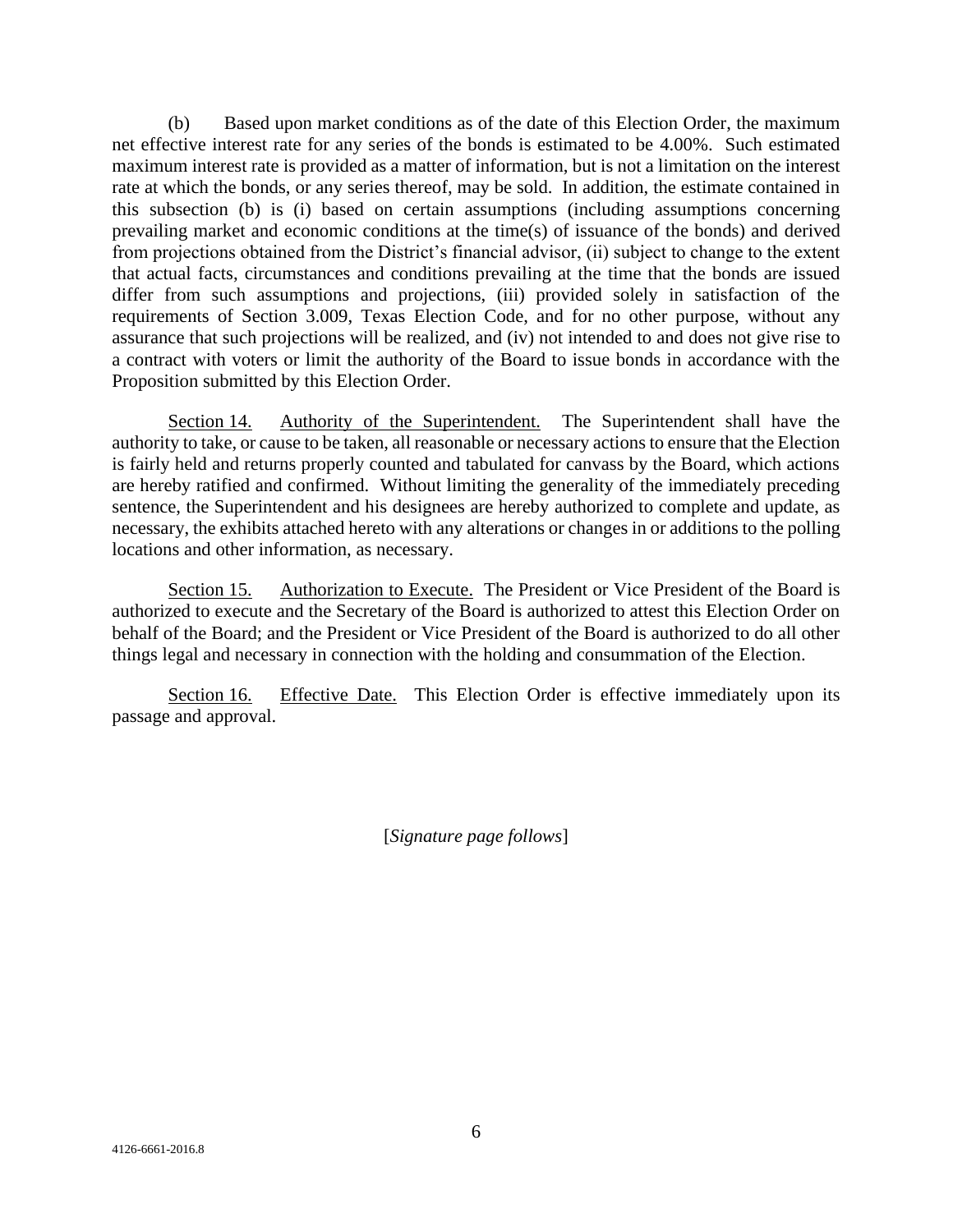(b) Based upon market conditions as of the date of this Election Order, the maximum net effective interest rate for any series of the bonds is estimated to be 4.00%. Such estimated maximum interest rate is provided as a matter of information, but is not a limitation on the interest rate at which the bonds, or any series thereof, may be sold. In addition, the estimate contained in this subsection (b) is (i) based on certain assumptions (including assumptions concerning prevailing market and economic conditions at the time(s) of issuance of the bonds) and derived from projections obtained from the District's financial advisor, (ii) subject to change to the extent that actual facts, circumstances and conditions prevailing at the time that the bonds are issued differ from such assumptions and projections, (iii) provided solely in satisfaction of the requirements of Section 3.009, Texas Election Code, and for no other purpose, without any assurance that such projections will be realized, and (iv) not intended to and does not give rise to a contract with voters or limit the authority of the Board to issue bonds in accordance with the Proposition submitted by this Election Order.

Section 14. Authority of the Superintendent. The Superintendent shall have the authority to take, or cause to be taken, all reasonable or necessary actions to ensure that the Election is fairly held and returns properly counted and tabulated for canvass by the Board, which actions are hereby ratified and confirmed. Without limiting the generality of the immediately preceding sentence, the Superintendent and his designees are hereby authorized to complete and update, as necessary, the exhibits attached hereto with any alterations or changes in or additions to the polling locations and other information, as necessary.

Section 15. Authorization to Execute. The President or Vice President of the Board is authorized to execute and the Secretary of the Board is authorized to attest this Election Order on behalf of the Board; and the President or Vice President of the Board is authorized to do all other things legal and necessary in connection with the holding and consummation of the Election.

Section 16. Effective Date. This Election Order is effective immediately upon its passage and approval.

[*Signature page follows*]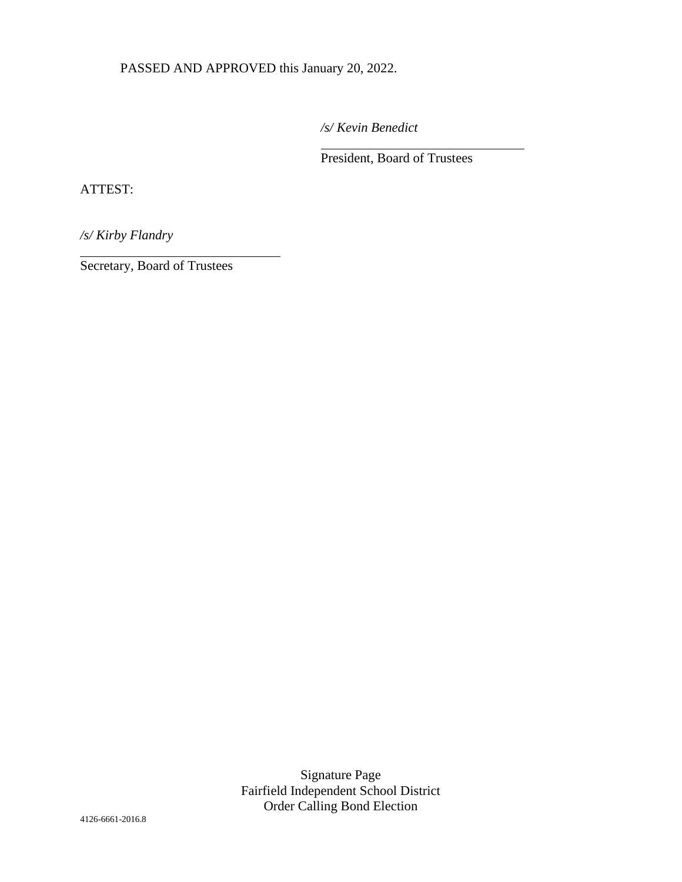PASSED AND APPROVED this January 20, 2022.

*/s/ Kevin Benedict*

President, Board of Trustees

ATTEST:

*/s/ Kirby Flandry*

Secretary, Board of Trustees

Signature Page
Fairfield Independent School District
Order Calling Bond Election

4126-6661-2016.8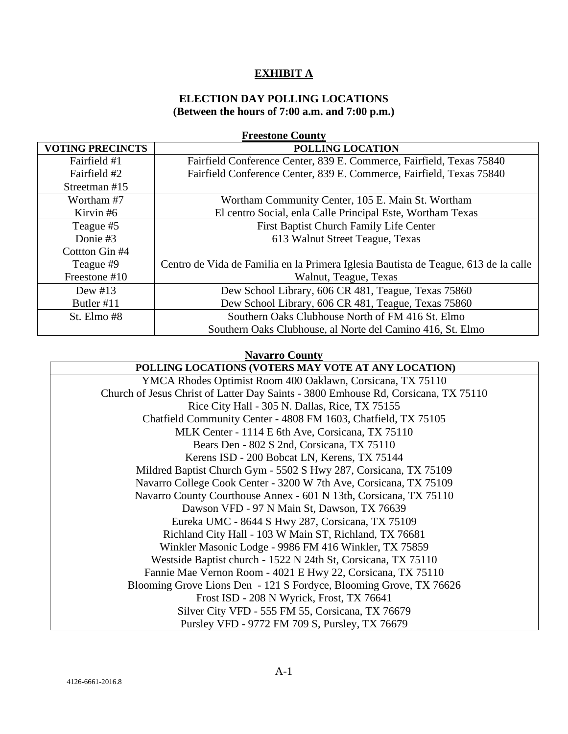# EXHIBIT A

## ELECTION DAY POLLING LOCATIONS
**(Between the hours of 7:00 a.m. and 7:00 p.m.)**

**Freestone County**

| VOTING PRECINCTS | POLLING LOCATION |
|---|---|
| Fairfield #1 | Fairfield Conference Center, 839 E. Commerce, Fairfield, Texas 75840 |
| Fairfield #2<br>Streetman #15 | Fairfield Conference Center, 839 E. Commerce, Fairfield, Texas 75840 |
| Wortham #7<br>Kirvin #6 | Wortham Community Center, 105 E. Main St. Wortham<br>El centro Social, enla Calle Principal Este, Wortham Texas |
| Teague #5<br>Donie #3<br>Cottton Gin #4<br>Teague #9<br>Freestone #10 | First Baptist Church Family Life Center<br>613 Walnut Street Teague, Texas<br><br>Centro de Vida de Familia en la Primera Iglesia Bautista de Teague, 613 de la calle<br>Walnut, Teague, Texas |
| Dew #13 | Dew School Library, 606 CR 481, Teague, Texas 75860 |
| Butler #11 | Dew School Library, 606 CR 481, Teague, Texas 75860 |
| St. Elmo #8 | Southern Oaks Clubhouse North of FM 416 St. Elmo<br>Southern Oaks Clubhouse, al Norte del Camino 416, St. Elmo |

**Navarro County**

| POLLING LOCATIONS (VOTERS MAY VOTE AT ANY LOCATION) |
|---|
| YMCA Rhodes Optimist Room 400 Oaklawn, Corsicana, TX 75110 |
| Church of Jesus Christ of Latter Day Saints - 3800 Emhouse Rd, Corsicana, TX 75110 |
| Rice City Hall - 305 N. Dallas, Rice, TX 75155 |
| Chatfield Community Center - 4808 FM 1603, Chatfield, TX 75105 |
| MLK Center - 1114 E 6th Ave, Corsicana, TX 75110 |
| Bears Den - 802 S 2nd, Corsicana, TX 75110 |
| Kerens ISD - 200 Bobcat LN, Kerens, TX 75144 |
| Mildred Baptist Church Gym - 5502 S Hwy 287, Corsicana, TX 75109 |
| Navarro College Cook Center - 3200 W 7th Ave, Corsicana, TX 75109 |
| Navarro County Courthouse Annex - 601 N 13th, Corsicana, TX 75110 |
| Dawson VFD - 97 N Main St, Dawson, TX 76639 |
| Eureka UMC - 8644 S Hwy 287, Corsicana, TX 75109 |
| Richland City Hall - 103 W Main ST, Richland, TX 76681 |
| Winkler Masonic Lodge - 9986 FM 416 Winkler, TX 75859 |
| Westside Baptist church - 1522 N 24th St, Corsicana, TX 75110 |
| Fannie Mae Vernon Room - 4021 E Hwy 22, Corsicana, TX 75110 |
| Blooming Grove Lions Den - 121 S Fordyce, Blooming Grove, TX 76626 |
| Frost ISD - 208 N Wyrick, Frost, TX 76641 |
| Silver City VFD - 555 FM 55, Corsicana, TX 76679 |
| Pursley VFD - 9772 FM 709 S, Pursley, TX 76679 |

A-1

4126-6661-2016.8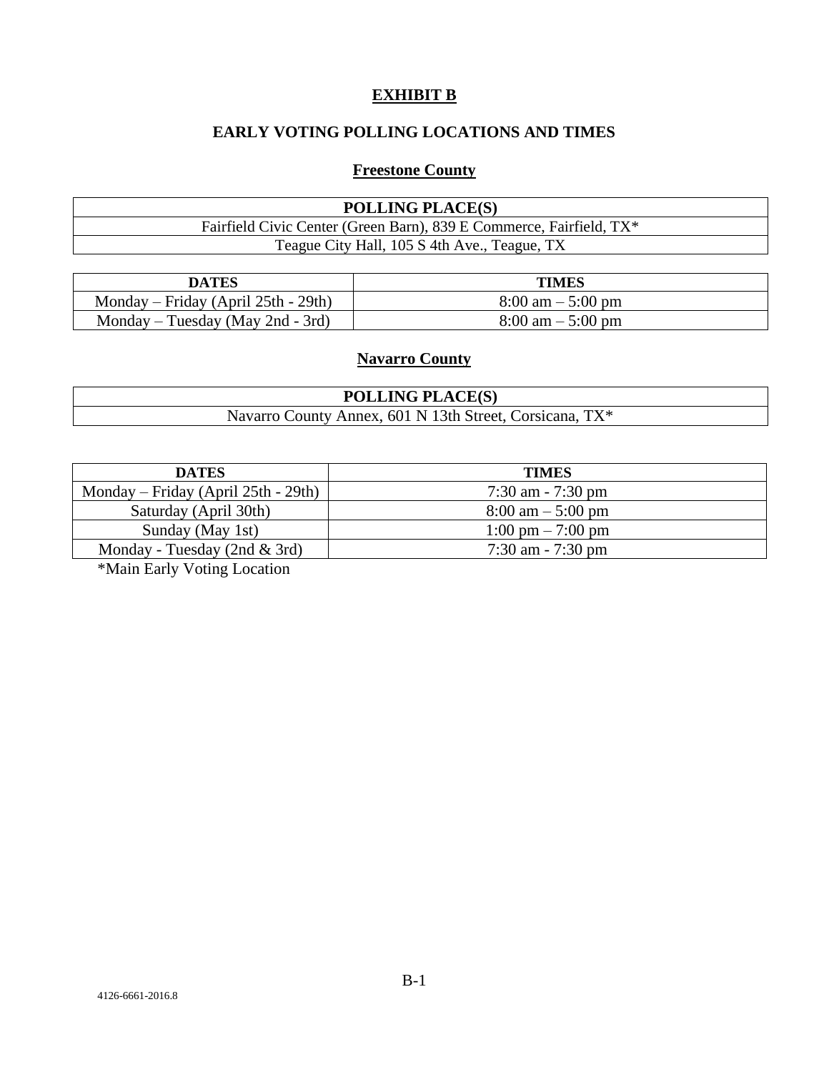# EXHIBIT B

## EARLY VOTING POLLING LOCATIONS AND TIMES

### Freestone County

| POLLING PLACE(S) |
|---|
| Fairfield Civic Center (Green Barn), 839 E Commerce, Fairfield, TX* |
| Teague City Hall, 105 S 4th Ave., Teague, TX |

| DATES | TIMES |
|---|---|
| Monday – Friday (April 25th - 29th) | 8:00 am – 5:00 pm |
| Monday – Tuesday (May 2nd - 3rd) | 8:00 am – 5:00 pm |

### Navarro County

| POLLING PLACE(S) |
|---|
| Navarro County Annex, 601 N 13th Street, Corsicana, TX* |

| DATES | TIMES |
|---|---|
| Monday – Friday (April 25th - 29th) | 7:30 am - 7:30 pm |
| Saturday (April 30th) | 8:00 am – 5:00 pm |
| Sunday (May 1st) | 1:00 pm – 7:00 pm |
| Monday - Tuesday (2nd & 3rd) | 7:30 am - 7:30 pm |

*Main Early Voting Location

4126-6661-2016.8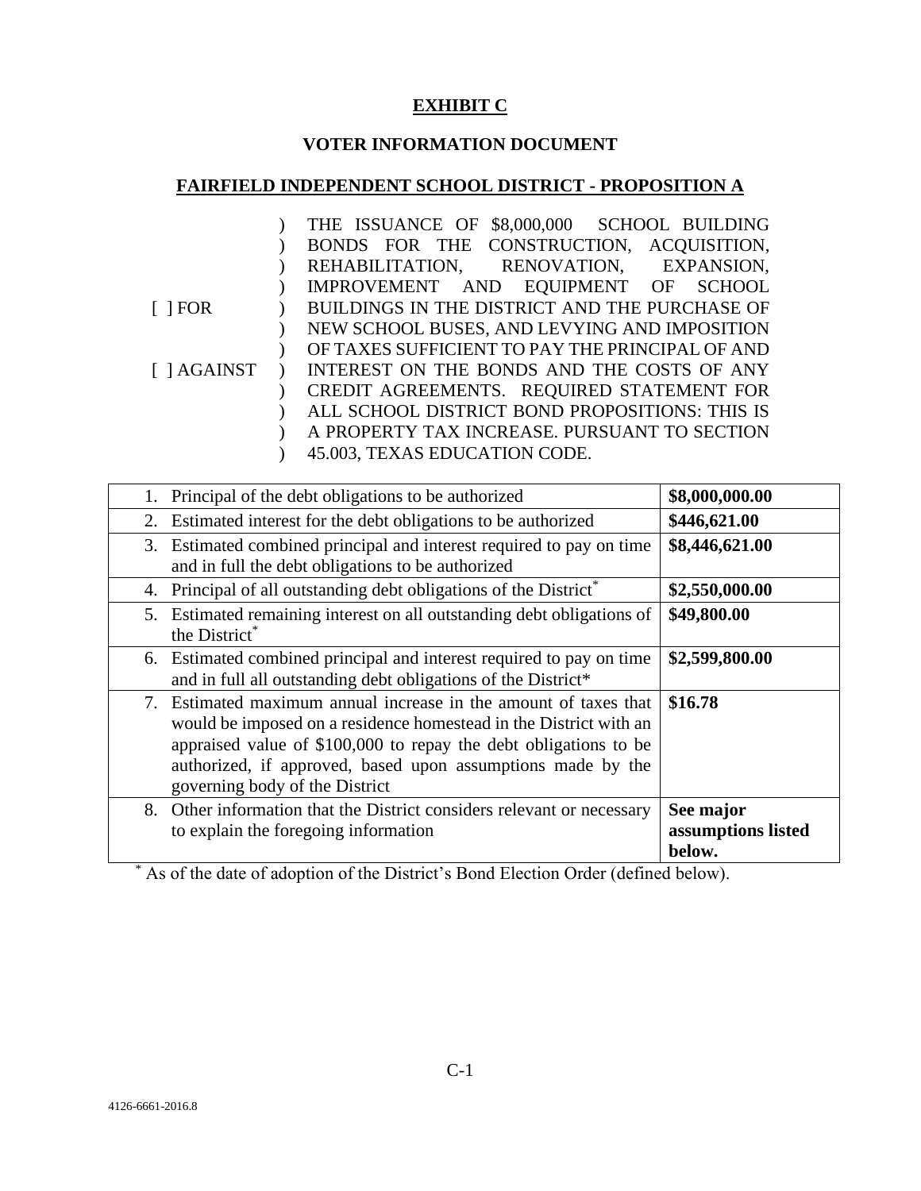# EXHIBIT C

## VOTER INFORMATION DOCUMENT

## FAIRFIELD INDEPENDENT SCHOOL DISTRICT - PROPOSITION A

| | |
|---|---|
| [ ] FOR<br><br>[ ] AGAINST | THE ISSUANCE OF $8,000,000 SCHOOL BUILDING BONDS FOR THE CONSTRUCTION, ACQUISITION, REHABILITATION, RENOVATION, EXPANSION, IMPROVEMENT AND EQUIPMENT OF SCHOOL BUILDINGS IN THE DISTRICT AND THE PURCHASE OF NEW SCHOOL BUSES, AND LEVYING AND IMPOSITION OF TAXES SUFFICIENT TO PAY THE PRINCIPAL OF AND INTEREST ON THE BONDS AND THE COSTS OF ANY CREDIT AGREEMENTS. REQUIRED STATEMENT FOR ALL SCHOOL DISTRICT BOND PROPOSITIONS: THIS IS A PROPERTY TAX INCREASE. PURSUANT TO SECTION 45.003, TEXAS EDUCATION CODE. |

| | |
|---|---|
| 1. Principal of the debt obligations to be authorized | **$8,000,000.00** |
| 2. Estimated interest for the debt obligations to be authorized | **$446,621.00** |
| 3. Estimated combined principal and interest required to pay on time and in full the debt obligations to be authorized | **$8,446,621.00** |
| 4. Principal of all outstanding debt obligations of the District* | **$2,550,000.00** |
| 5. Estimated remaining interest on all outstanding debt obligations of the District* | **$49,800.00** |
| 6. Estimated combined principal and interest required to pay on time and in full all outstanding debt obligations of the District* | **$2,599,800.00** |
| 7. Estimated maximum annual increase in the amount of taxes that would be imposed on a residence homestead in the District with an appraised value of $100,000 to repay the debt obligations to be authorized, if approved, based upon assumptions made by the governing body of the District | **$16.78** |
| 8. Other information that the District considers relevant or necessary to explain the foregoing information | **See major assumptions listed below.** |

* As of the date of adoption of the District's Bond Election Order (defined below).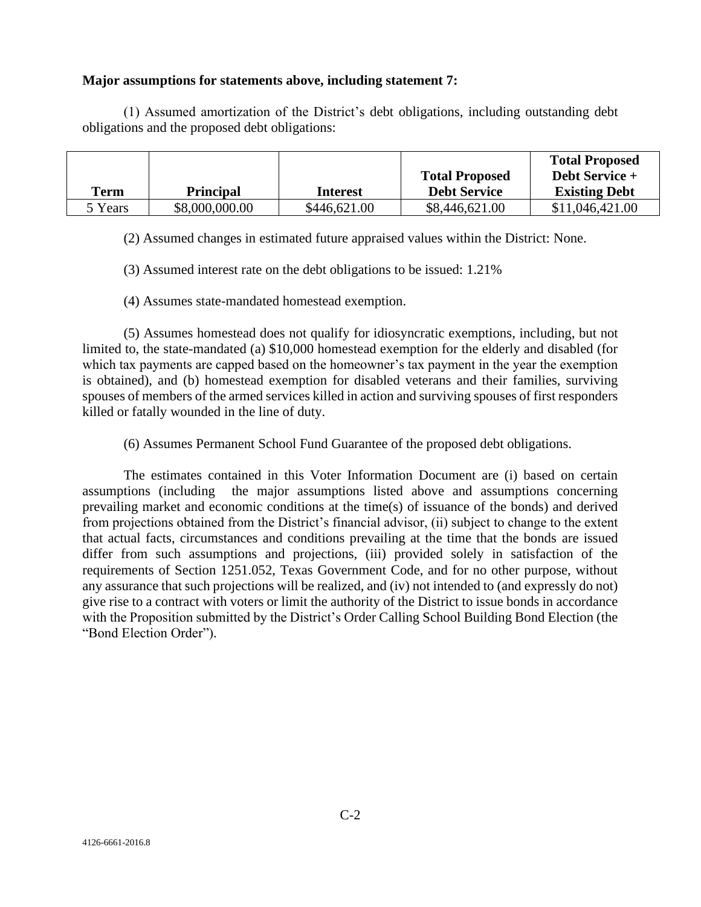**Major assumptions for statements above, including statement 7:**

(1) Assumed amortization of the District's debt obligations, including outstanding debt obligations and the proposed debt obligations:

| Term | Principal | Interest | Total Proposed Debt Service | Total Proposed Debt Service + Existing Debt |
|---|---|---|---|---|
| 5 Years | $8,000,000.00 | $446,621.00 | $8,446,621.00 | $11,046,421.00 |

(2) Assumed changes in estimated future appraised values within the District: None.

(3) Assumed interest rate on the debt obligations to be issued: 1.21%

(4) Assumes state-mandated homestead exemption.

(5) Assumes homestead does not qualify for idiosyncratic exemptions, including, but not limited to, the state-mandated (a) $10,000 homestead exemption for the elderly and disabled (for which tax payments are capped based on the homeowner's tax payment in the year the exemption is obtained), and (b) homestead exemption for disabled veterans and their families, surviving spouses of members of the armed services killed in action and surviving spouses of first responders killed or fatally wounded in the line of duty.

(6) Assumes Permanent School Fund Guarantee of the proposed debt obligations.

The estimates contained in this Voter Information Document are (i) based on certain assumptions (including the major assumptions listed above and assumptions concerning prevailing market and economic conditions at the time(s) of issuance of the bonds) and derived from projections obtained from the District's financial advisor, (ii) subject to change to the extent that actual facts, circumstances and conditions prevailing at the time that the bonds are issued differ from such assumptions and projections, (iii) provided solely in satisfaction of the requirements of Section 1251.052, Texas Government Code, and for no other purpose, without any assurance that such projections will be realized, and (iv) not intended to (and expressly do not) give rise to a contract with voters or limit the authority of the District to issue bonds in accordance with the Proposition submitted by the District's Order Calling School Building Bond Election (the "Bond Election Order").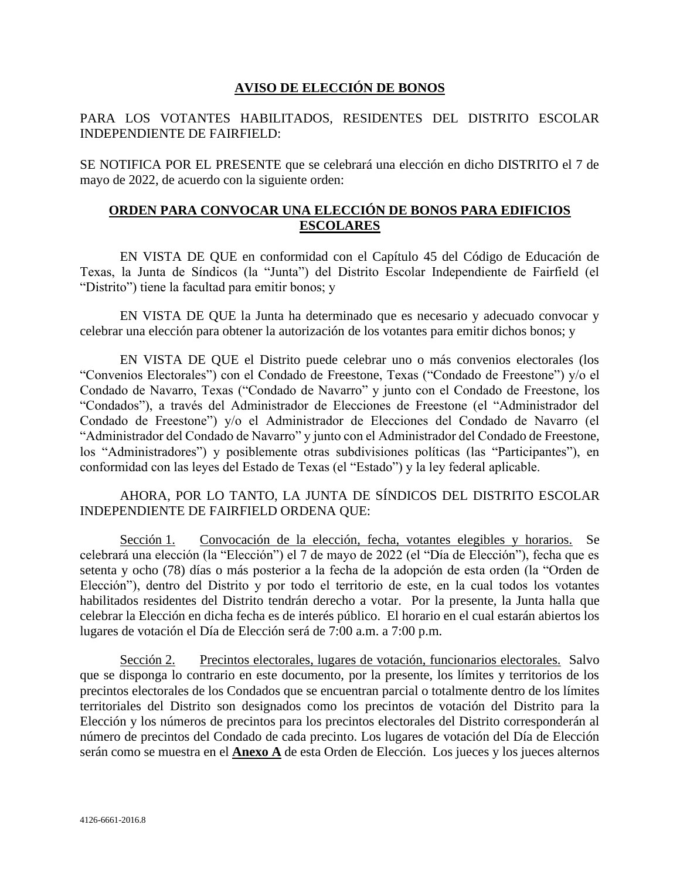## AVISO DE ELECCIÓN DE BONOS

PARA LOS VOTANTES HABILITADOS, RESIDENTES DEL DISTRITO ESCOLAR INDEPENDIENTE DE FAIRFIELD:

SE NOTIFICA POR EL PRESENTE que se celebrará una elección en dicho DISTRITO el 7 de mayo de 2022, de acuerdo con la siguiente orden:

## ORDEN PARA CONVOCAR UNA ELECCIÓN DE BONOS PARA EDIFICIOS ESCOLARES

EN VISTA DE QUE en conformidad con el Capítulo 45 del Código de Educación de Texas, la Junta de Síndicos (la "Junta") del Distrito Escolar Independiente de Fairfield (el "Distrito") tiene la facultad para emitir bonos; y

EN VISTA DE QUE la Junta ha determinado que es necesario y adecuado convocar y celebrar una elección para obtener la autorización de los votantes para emitir dichos bonos; y

EN VISTA DE QUE el Distrito puede celebrar uno o más convenios electorales (los "Convenios Electorales") con el Condado de Freestone, Texas ("Condado de Freestone") y/o el Condado de Navarro, Texas ("Condado de Navarro" y junto con el Condado de Freestone, los "Condados"), a través del Administrador de Elecciones de Freestone (el "Administrador del Condado de Freestone") y/o el Administrador de Elecciones del Condado de Navarro (el "Administrador del Condado de Navarro" y junto con el Administrador del Condado de Freestone, los "Administradores") y posiblemente otras subdivisiones políticas (las "Participantes"), en conformidad con las leyes del Estado de Texas (el "Estado") y la ley federal aplicable.

AHORA, POR LO TANTO, LA JUNTA DE SÍNDICOS DEL DISTRITO ESCOLAR INDEPENDIENTE DE FAIRFIELD ORDENA QUE:

Sección 1. Convocación de la elección, fecha, votantes elegibles y horarios. Se celebrará una elección (la "Elección") el 7 de mayo de 2022 (el "Día de Elección"), fecha que es setenta y ocho (78) días o más posterior a la fecha de la adopción de esta orden (la "Orden de Elección"), dentro del Distrito y por todo el territorio de este, en la cual todos los votantes habilitados residentes del Distrito tendrán derecho a votar. Por la presente, la Junta halla que celebrar la Elección en dicha fecha es de interés público. El horario en el cual estarán abiertos los lugares de votación el Día de Elección será de 7:00 a.m. a 7:00 p.m.

Sección 2. Precintos electorales, lugares de votación, funcionarios electorales. Salvo que se disponga lo contrario en este documento, por la presente, los límites y territorios de los precintos electorales de los Condados que se encuentran parcial o totalmente dentro de los límites territoriales del Distrito son designados como los precintos de votación del Distrito para la Elección y los números de precintos para los precintos electorales del Distrito corresponderán al número de precintos del Condado de cada precinto. Los lugares de votación del Día de Elección serán como se muestra en el **Anexo A** de esta Orden de Elección. Los jueces y los jueces alternos

4126-6661-2016.8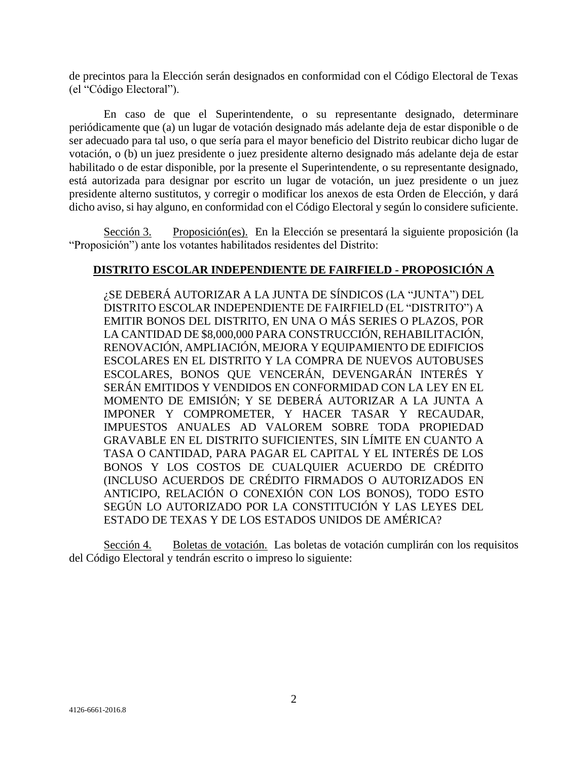de precintos para la Elección serán designados en conformidad con el Código Electoral de Texas (el "Código Electoral").

En caso de que el Superintendente, o su representante designado, determinare periódicamente que (a) un lugar de votación designado más adelante deja de estar disponible o de ser adecuado para tal uso, o que sería para el mayor beneficio del Distrito reubicar dicho lugar de votación, o (b) un juez presidente o juez presidente alterno designado más adelante deja de estar habilitado o de estar disponible, por la presente el Superintendente, o su representante designado, está autorizada para designar por escrito un lugar de votación, un juez presidente o un juez presidente alterno sustitutos, y corregir o modificar los anexos de esta Orden de Elección, y dará dicho aviso, si hay alguno, en conformidad con el Código Electoral y según lo considere suficiente.

<u>Sección 3.</u> <u>Proposición(es).</u> En la Elección se presentará la siguiente proposición (la "Proposición") ante los votantes habilitados residentes del Distrito:

**<u>DISTRITO ESCOLAR INDEPENDIENTE DE FAIRFIELD - PROPOSICIÓN A</u>**

¿SE DEBERÁ AUTORIZAR A LA JUNTA DE SÍNDICOS (LA "JUNTA") DEL DISTRITO ESCOLAR INDEPENDIENTE DE FAIRFIELD (EL "DISTRITO") A EMITIR BONOS DEL DISTRITO, EN UNA O MÁS SERIES O PLAZOS, POR LA CANTIDAD DE $8,000,000 PARA CONSTRUCCIÓN, REHABILITACIÓN, RENOVACIÓN, AMPLIACIÓN, MEJORA Y EQUIPAMIENTO DE EDIFICIOS ESCOLARES EN EL DISTRITO Y LA COMPRA DE NUEVOS AUTOBUSES ESCOLARES, BONOS QUE VENCERÁN, DEVENGARÁN INTERÉS Y SERÁN EMITIDOS Y VENDIDOS EN CONFORMIDAD CON LA LEY EN EL MOMENTO DE EMISIÓN; Y SE DEBERÁ AUTORIZAR A LA JUNTA A IMPONER Y COMPROMETER, Y HACER TASAR Y RECAUDAR, IMPUESTOS ANUALES AD VALOREM SOBRE TODA PROPIEDAD GRAVABLE EN EL DISTRITO SUFICIENTES, SIN LÍMITE EN CUANTO A TASA O CANTIDAD, PARA PAGAR EL CAPITAL Y EL INTERÉS DE LOS BONOS Y LOS COSTOS DE CUALQUIER ACUERDO DE CRÉDITO (INCLUSO ACUERDOS DE CRÉDITO FIRMADOS O AUTORIZADOS EN ANTICIPO, RELACIÓN O CONEXIÓN CON LOS BONOS), TODO ESTO SEGÚN LO AUTORIZADO POR LA CONSTITUCIÓN Y LAS LEYES DEL ESTADO DE TEXAS Y DE LOS ESTADOS UNIDOS DE AMÉRICA?

<u>Sección 4.</u> <u>Boletas de votación.</u> Las boletas de votación cumplirán con los requisitos del Código Electoral y tendrán escrito o impreso lo siguiente: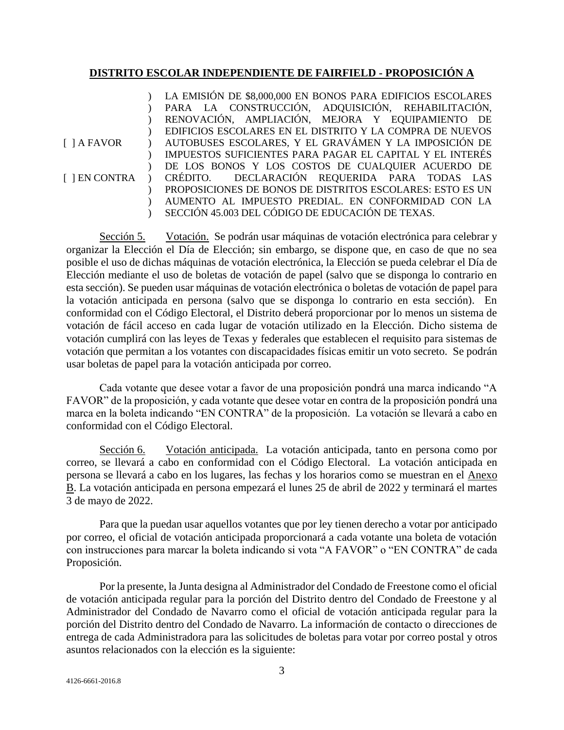**DISTRITO ESCOLAR INDEPENDIENTE DE FAIRFIELD - PROPOSICIÓN A**

| | |
|---|---|
| [ ] A FAVOR<br><br>[ ] EN CONTRA | LA EMISIÓN DE $8,000,000 EN BONOS PARA EDIFICIOS ESCOLARES PARA LA CONSTRUCCIÓN, ADQUISICIÓN, REHABILITACIÓN, RENOVACIÓN, AMPLIACIÓN, MEJORA Y EQUIPAMIENTO DE EDIFICIOS ESCOLARES EN EL DISTRITO Y LA COMPRA DE NUEVOS AUTOBUSES ESCOLARES, Y EL GRAVÁMEN Y LA IMPOSICIÓN DE IMPUESTOS SUFICIENTES PARA PAGAR EL CAPITAL Y EL INTERÉS DE LOS BONOS Y LOS COSTOS DE CUALQUIER ACUERDO DE CRÉDITO. DECLARACIÓN REQUERIDA PARA TODAS LAS PROPOSICIONES DE BONOS DE DISTRITOS ESCOLARES: ESTO ES UN AUMENTO AL IMPUESTO PREDIAL. EN CONFORMIDAD CON LA SECCIÓN 45.003 DEL CÓDIGO DE EDUCACIÓN DE TEXAS. |

Sección 5. Votación. Se podrán usar máquinas de votación electrónica para celebrar y organizar la Elección el Día de Elección; sin embargo, se dispone que, en caso de que no sea posible el uso de dichas máquinas de votación electrónica, la Elección se pueda celebrar el Día de Elección mediante el uso de boletas de votación de papel (salvo que se disponga lo contrario en esta sección). Se pueden usar máquinas de votación electrónica o boletas de votación de papel para la votación anticipada en persona (salvo que se disponga lo contrario en esta sección). En conformidad con el Código Electoral, el Distrito deberá proporcionar por lo menos un sistema de votación de fácil acceso en cada lugar de votación utilizado en la Elección. Dicho sistema de votación cumplirá con las leyes de Texas y federales que establecen el requisito para sistemas de votación que permitan a los votantes con discapacidades físicas emitir un voto secreto. Se podrán usar boletas de papel para la votación anticipada por correo.

Cada votante que desee votar a favor de una proposición pondrá una marca indicando "A FAVOR" de la proposición, y cada votante que desee votar en contra de la proposición pondrá una marca en la boleta indicando "EN CONTRA" de la proposición. La votación se llevará a cabo en conformidad con el Código Electoral.

Sección 6. Votación anticipada. La votación anticipada, tanto en persona como por correo, se llevará a cabo en conformidad con el Código Electoral. La votación anticipada en persona se llevará a cabo en los lugares, las fechas y los horarios como se muestran en el Anexo B. La votación anticipada en persona empezará el lunes 25 de abril de 2022 y terminará el martes 3 de mayo de 2022.

Para que la puedan usar aquellos votantes que por ley tienen derecho a votar por anticipado por correo, el oficial de votación anticipada proporcionará a cada votante una boleta de votación con instrucciones para marcar la boleta indicando si vota "A FAVOR" o "EN CONTRA" de cada Proposición.

Por la presente, la Junta designa al Administrador del Condado de Freestone como el oficial de votación anticipada regular para la porción del Distrito dentro del Condado de Freestone y al Administrador del Condado de Navarro como el oficial de votación anticipada regular para la porción del Distrito dentro del Condado de Navarro. La información de contacto o direcciones de entrega de cada Administradora para las solicitudes de boletas para votar por correo postal y otros asuntos relacionados con la elección es la siguiente:

4126-6661-2016.8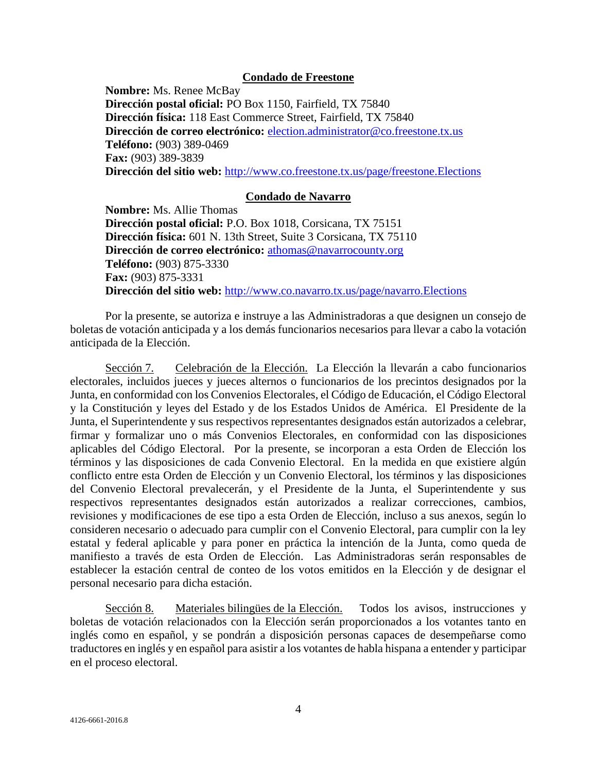**Condado de Freestone**

**Nombre:** Ms. Renee McBay
**Dirección postal oficial:** PO Box 1150, Fairfield, TX 75840
**Dirección física:** 118 East Commerce Street, Fairfield, TX 75840
**Dirección de correo electrónico:** election.administrator@co.freestone.tx.us
**Teléfono:** (903) 389-0469
**Fax:** (903) 389-3839
**Dirección del sitio web:** http://www.co.freestone.tx.us/page/freestone.Elections

**Condado de Navarro**

**Nombre:** Ms. Allie Thomas
**Dirección postal oficial:** P.O. Box 1018, Corsicana, TX 75151
**Dirección física:** 601 N. 13th Street, Suite 3 Corsicana, TX 75110
**Dirección de correo electrónico:** athomas@navarrocounty.org
**Teléfono:** (903) 875-3330
**Fax:** (903) 875-3331
**Dirección del sitio web:** http://www.co.navarro.tx.us/page/navarro.Elections

Por la presente, se autoriza e instruye a las Administradoras a que designen un consejo de boletas de votación anticipada y a los demás funcionarios necesarios para llevar a cabo la votación anticipada de la Elección.

Sección 7. Celebración de la Elección. La Elección la llevarán a cabo funcionarios electorales, incluidos jueces y jueces alternos o funcionarios de los precintos designados por la Junta, en conformidad con los Convenios Electorales, el Código de Educación, el Código Electoral y la Constitución y leyes del Estado y de los Estados Unidos de América. El Presidente de la Junta, el Superintendente y sus respectivos representantes designados están autorizados a celebrar, firmar y formalizar uno o más Convenios Electorales, en conformidad con las disposiciones aplicables del Código Electoral. Por la presente, se incorporan a esta Orden de Elección los términos y las disposiciones de cada Convenio Electoral. En la medida en que existiere algún conflicto entre esta Orden de Elección y un Convenio Electoral, los términos y las disposiciones del Convenio Electoral prevalecerán, y el Presidente de la Junta, el Superintendente y sus respectivos representantes designados están autorizados a realizar correcciones, cambios, revisiones y modificaciones de ese tipo a esta Orden de Elección, incluso a sus anexos, según lo consideren necesario o adecuado para cumplir con el Convenio Electoral, para cumplir con la ley estatal y federal aplicable y para poner en práctica la intención de la Junta, como queda de manifiesto a través de esta Orden de Elección. Las Administradoras serán responsables de establecer la estación central de conteo de los votos emitidos en la Elección y de designar el personal necesario para dicha estación.

Sección 8. Materiales bilingües de la Elección. Todos los avisos, instrucciones y boletas de votación relacionados con la Elección serán proporcionados a los votantes tanto en inglés como en español, y se pondrán a disposición personas capaces de desempeñarse como traductores en inglés y en español para asistir a los votantes de habla hispana a entender y participar en el proceso electoral.

4126-6661-2016.8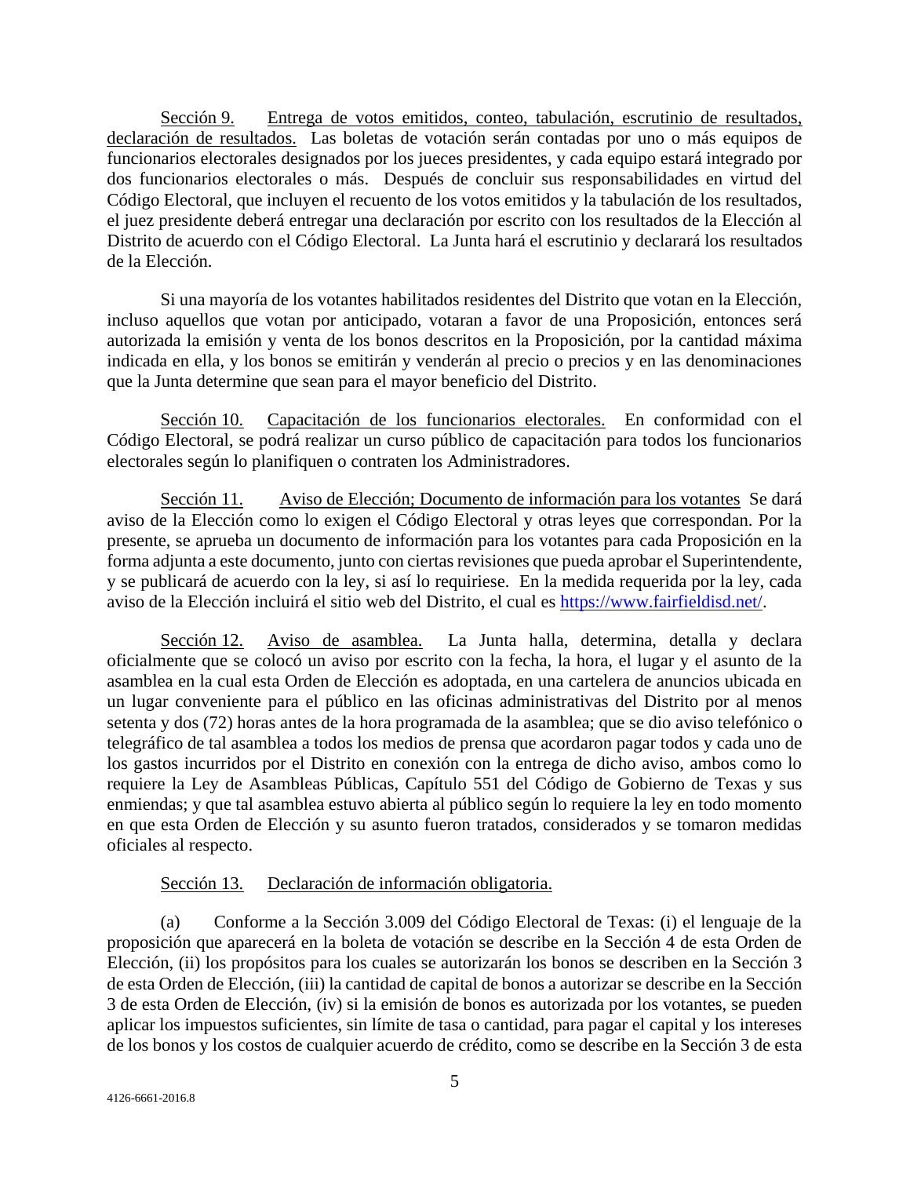Sección 9. Entrega de votos emitidos, conteo, tabulación, escrutinio de resultados, declaración de resultados. Las boletas de votación serán contadas por uno o más equipos de funcionarios electorales designados por los jueces presidentes, y cada equipo estará integrado por dos funcionarios electorales o más. Después de concluir sus responsabilidades en virtud del Código Electoral, que incluyen el recuento de los votos emitidos y la tabulación de los resultados, el juez presidente deberá entregar una declaración por escrito con los resultados de la Elección al Distrito de acuerdo con el Código Electoral. La Junta hará el escrutinio y declarará los resultados de la Elección.

Si una mayoría de los votantes habilitados residentes del Distrito que votan en la Elección, incluso aquellos que votan por anticipado, votaran a favor de una Proposición, entonces será autorizada la emisión y venta de los bonos descritos en la Proposición, por la cantidad máxima indicada en ella, y los bonos se emitirán y venderán al precio o precios y en las denominaciones que la Junta determine que sean para el mayor beneficio del Distrito.

Sección 10. Capacitación de los funcionarios electorales. En conformidad con el Código Electoral, se podrá realizar un curso público de capacitación para todos los funcionarios electorales según lo planifiquen o contraten los Administradores.

Sección 11. Aviso de Elección; Documento de información para los votantes Se dará aviso de la Elección como lo exigen el Código Electoral y otras leyes que correspondan. Por la presente, se aprueba un documento de información para los votantes para cada Proposición en la forma adjunta a este documento, junto con ciertas revisiones que pueda aprobar el Superintendente, y se publicará de acuerdo con la ley, si así lo requiriese. En la medida requerida por la ley, cada aviso de la Elección incluirá el sitio web del Distrito, el cual es https://www.fairfieldisd.net/.

Sección 12. Aviso de asamblea. La Junta halla, determina, detalla y declara oficialmente que se colocó un aviso por escrito con la fecha, la hora, el lugar y el asunto de la asamblea en la cual esta Orden de Elección es adoptada, en una cartelera de anuncios ubicada en un lugar conveniente para el público en las oficinas administrativas del Distrito por al menos setenta y dos (72) horas antes de la hora programada de la asamblea; que se dio aviso telefónico o telegráfico de tal asamblea a todos los medios de prensa que acordaron pagar todos y cada uno de los gastos incurridos por el Distrito en conexión con la entrega de dicho aviso, ambos como lo requiere la Ley de Asambleas Públicas, Capítulo 551 del Código de Gobierno de Texas y sus enmiendas; y que tal asamblea estuvo abierta al público según lo requiere la ley en todo momento en que esta Orden de Elección y su asunto fueron tratados, considerados y se tomaron medidas oficiales al respecto.

Sección 13. Declaración de información obligatoria.

(a) Conforme a la Sección 3.009 del Código Electoral de Texas: (i) el lenguaje de la proposición que aparecerá en la boleta de votación se describe en la Sección 4 de esta Orden de Elección, (ii) los propósitos para los cuales se autorizarán los bonos se describen en la Sección 3 de esta Orden de Elección, (iii) la cantidad de capital de bonos a autorizar se describe en la Sección 3 de esta Orden de Elección, (iv) si la emisión de bonos es autorizada por los votantes, se pueden aplicar los impuestos suficientes, sin límite de tasa o cantidad, para pagar el capital y los intereses de los bonos y los costos de cualquier acuerdo de crédito, como se describe en la Sección 3 de esta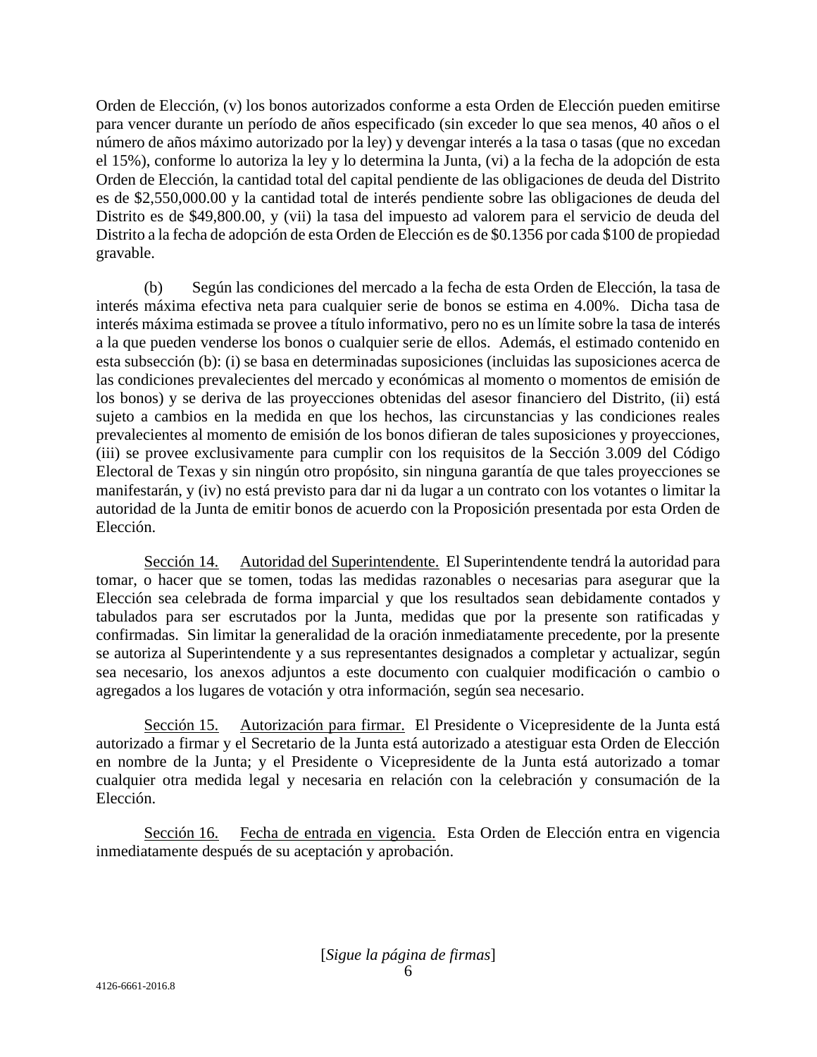Orden de Elección, (v) los bonos autorizados conforme a esta Orden de Elección pueden emitirse para vencer durante un período de años especificado (sin exceder lo que sea menos, 40 años o el número de años máximo autorizado por la ley) y devengar interés a la tasa o tasas (que no excedan el 15%), conforme lo autoriza la ley y lo determina la Junta, (vi) a la fecha de la adopción de esta Orden de Elección, la cantidad total del capital pendiente de las obligaciones de deuda del Distrito es de $2,550,000.00 y la cantidad total de interés pendiente sobre las obligaciones de deuda del Distrito es de $49,800.00, y (vii) la tasa del impuesto ad valorem para el servicio de deuda del Distrito a la fecha de adopción de esta Orden de Elección es de $0.1356 por cada $100 de propiedad gravable.

(b) Según las condiciones del mercado a la fecha de esta Orden de Elección, la tasa de interés máxima efectiva neta para cualquier serie de bonos se estima en 4.00%. Dicha tasa de interés máxima estimada se provee a título informativo, pero no es un límite sobre la tasa de interés a la que pueden venderse los bonos o cualquier serie de ellos. Además, el estimado contenido en esta subsección (b): (i) se basa en determinadas suposiciones (incluidas las suposiciones acerca de las condiciones prevalecientes del mercado y económicas al momento o momentos de emisión de los bonos) y se deriva de las proyecciones obtenidas del asesor financiero del Distrito, (ii) está sujeto a cambios en la medida en que los hechos, las circunstancias y las condiciones reales prevalecientes al momento de emisión de los bonos difieran de tales suposiciones y proyecciones, (iii) se provee exclusivamente para cumplir con los requisitos de la Sección 3.009 del Código Electoral de Texas y sin ningún otro propósito, sin ninguna garantía de que tales proyecciones se manifestarán, y (iv) no está previsto para dar ni da lugar a un contrato con los votantes o limitar la autoridad de la Junta de emitir bonos de acuerdo con la Proposición presentada por esta Orden de Elección.

Sección 14. Autoridad del Superintendente. El Superintendente tendrá la autoridad para tomar, o hacer que se tomen, todas las medidas razonables o necesarias para asegurar que la Elección sea celebrada de forma imparcial y que los resultados sean debidamente contados y tabulados para ser escrutados por la Junta, medidas que por la presente son ratificadas y confirmadas. Sin limitar la generalidad de la oración inmediatamente precedente, por la presente se autoriza al Superintendente y a sus representantes designados a completar y actualizar, según sea necesario, los anexos adjuntos a este documento con cualquier modificación o cambio o agregados a los lugares de votación y otra información, según sea necesario.

Sección 15. Autorización para firmar. El Presidente o Vicepresidente de la Junta está autorizado a firmar y el Secretario de la Junta está autorizado a atestiguar esta Orden de Elección en nombre de la Junta; y el Presidente o Vicepresidente de la Junta está autorizado a tomar cualquier otra medida legal y necesaria en relación con la celebración y consumación de la Elección.

Sección 16. Fecha de entrada en vigencia. Esta Orden de Elección entra en vigencia inmediatamente después de su aceptación y aprobación.

[*Sigue la página de firmas*]

4126-6661-2016.8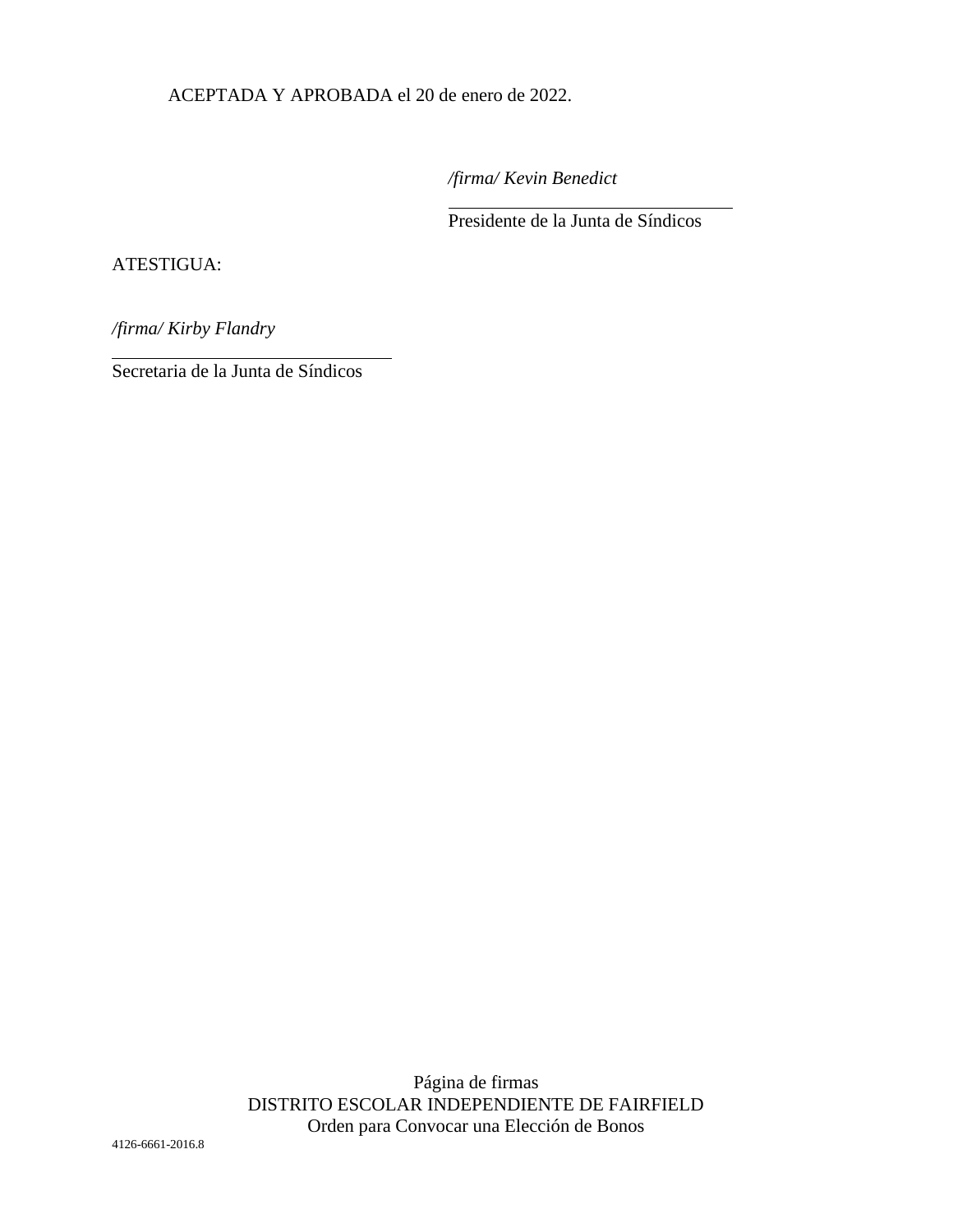ACEPTADA Y APROBADA el 20 de enero de 2022.

*/firma/ Kevin Benedict*

\_\_\_\_\_\_\_\_\_\_\_\_\_\_\_\_\_\_\_\_\_\_\_\_\_\_\_\_\_\_\_\_
Presidente de la Junta de Síndicos

ATESTIGUA:

*/firma/ Kirby Flandry*

\_\_\_\_\_\_\_\_\_\_\_\_\_\_\_\_\_\_\_\_\_\_\_\_\_\_\_\_\_\_\_\_
Secretaria de la Junta de Síndicos

Página de firmas
DISTRITO ESCOLAR INDEPENDIENTE DE FAIRFIELD
Orden para Convocar una Elección de Bonos

4126-6661-2016.8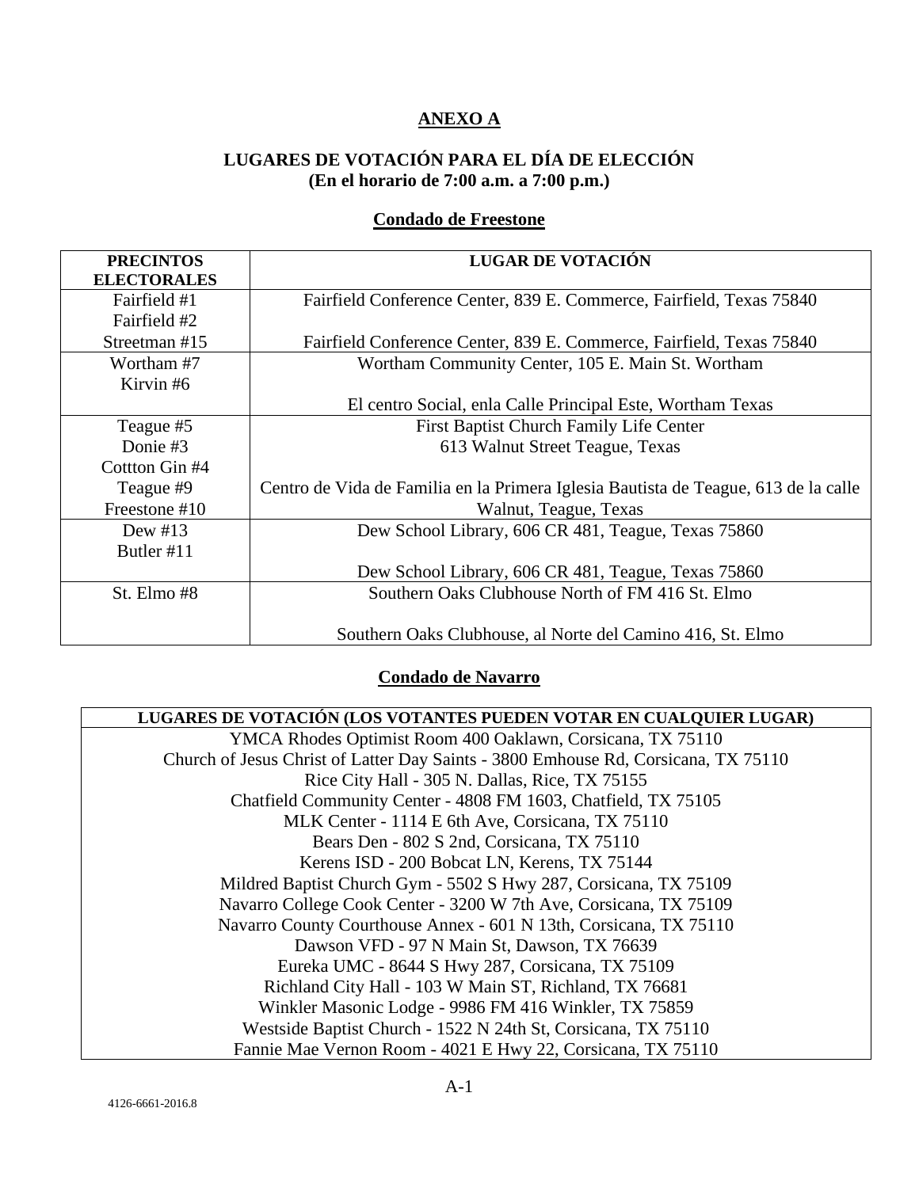## ANEXO A

### LUGARES DE VOTACIÓN PARA EL DÍA DE ELECCIÓN
**(En el horario de 7:00 a.m. a 7:00 p.m.)**

### Condado de Freestone

| PRECINTOS ELECTORALES | LUGAR DE VOTACIÓN |
|---|---|
| Fairfield #1<br>Fairfield #2<br>Streetman #15 | Fairfield Conference Center, 839 E. Commerce, Fairfield, Texas 75840<br><br>Fairfield Conference Center, 839 E. Commerce, Fairfield, Texas 75840 |
| Wortham #7<br>Kirvin #6 | Wortham Community Center, 105 E. Main St. Wortham<br><br>El centro Social, enla Calle Principal Este, Wortham Texas |
| Teague #5<br>Donie #3<br>Cottton Gin #4<br>Teague #9<br>Freestone #10 | First Baptist Church Family Life Center<br>613 Walnut Street Teague, Texas<br><br>Centro de Vida de Familia en la Primera Iglesia Bautista de Teague, 613 de la calle Walnut, Teague, Texas |
| Dew #13<br>Butler #11 | Dew School Library, 606 CR 481, Teague, Texas 75860<br><br>Dew School Library, 606 CR 481, Teague, Texas 75860 |
| St. Elmo #8 | Southern Oaks Clubhouse North of FM 416 St. Elmo<br><br>Southern Oaks Clubhouse, al Norte del Camino 416, St. Elmo |

### Condado de Navarro

| LUGARES DE VOTACIÓN (LOS VOTANTES PUEDEN VOTAR EN CUALQUIER LUGAR) |
|---|
| YMCA Rhodes Optimist Room 400 Oaklawn, Corsicana, TX 75110 |
| Church of Jesus Christ of Latter Day Saints - 3800 Emhouse Rd, Corsicana, TX 75110 |
| Rice City Hall - 305 N. Dallas, Rice, TX 75155 |
| Chatfield Community Center - 4808 FM 1603, Chatfield, TX 75105 |
| MLK Center - 1114 E 6th Ave, Corsicana, TX 75110 |
| Bears Den - 802 S 2nd, Corsicana, TX 75110 |
| Kerens ISD - 200 Bobcat LN, Kerens, TX 75144 |
| Mildred Baptist Church Gym - 5502 S Hwy 287, Corsicana, TX 75109 |
| Navarro College Cook Center - 3200 W 7th Ave, Corsicana, TX 75109 |
| Navarro County Courthouse Annex - 601 N 13th, Corsicana, TX 75110 |
| Dawson VFD - 97 N Main St, Dawson, TX 76639 |
| Eureka UMC - 8644 S Hwy 287, Corsicana, TX 75109 |
| Richland City Hall - 103 W Main ST, Richland, TX 76681 |
| Winkler Masonic Lodge - 9986 FM 416 Winkler, TX 75859 |
| Westside Baptist Church - 1522 N 24th St, Corsicana, TX 75110 |
| Fannie Mae Vernon Room - 4021 E Hwy 22, Corsicana, TX 75110 |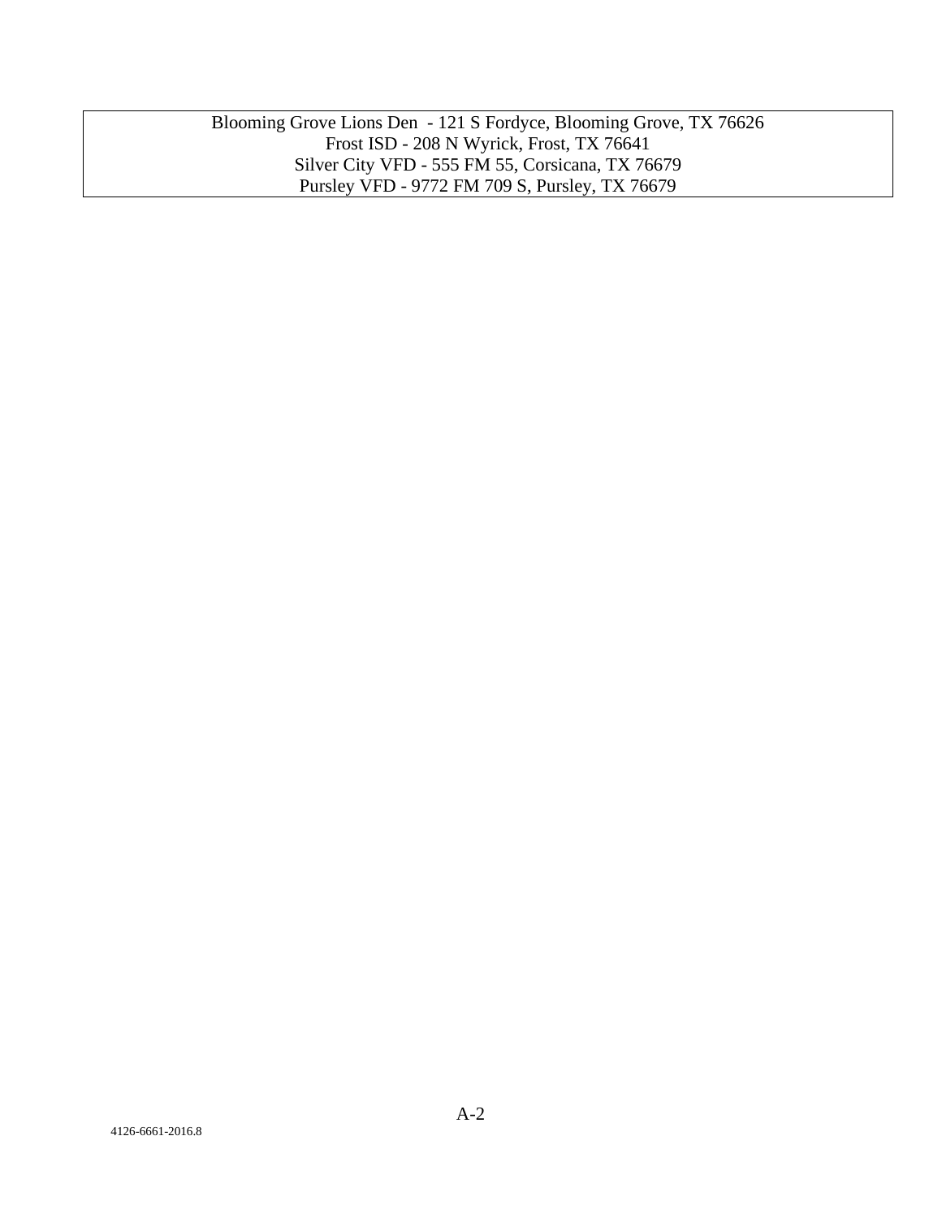| Blooming Grove Lions Den - 121 S Fordyce, Blooming Grove, TX 76626<br>Frost ISD - 208 N Wyrick, Frost, TX 76641<br>Silver City VFD - 555 FM 55, Corsicana, TX 76679<br>Pursley VFD - 9772 FM 709 S, Pursley, TX 76679 |
|---|

4126-6661-2016.8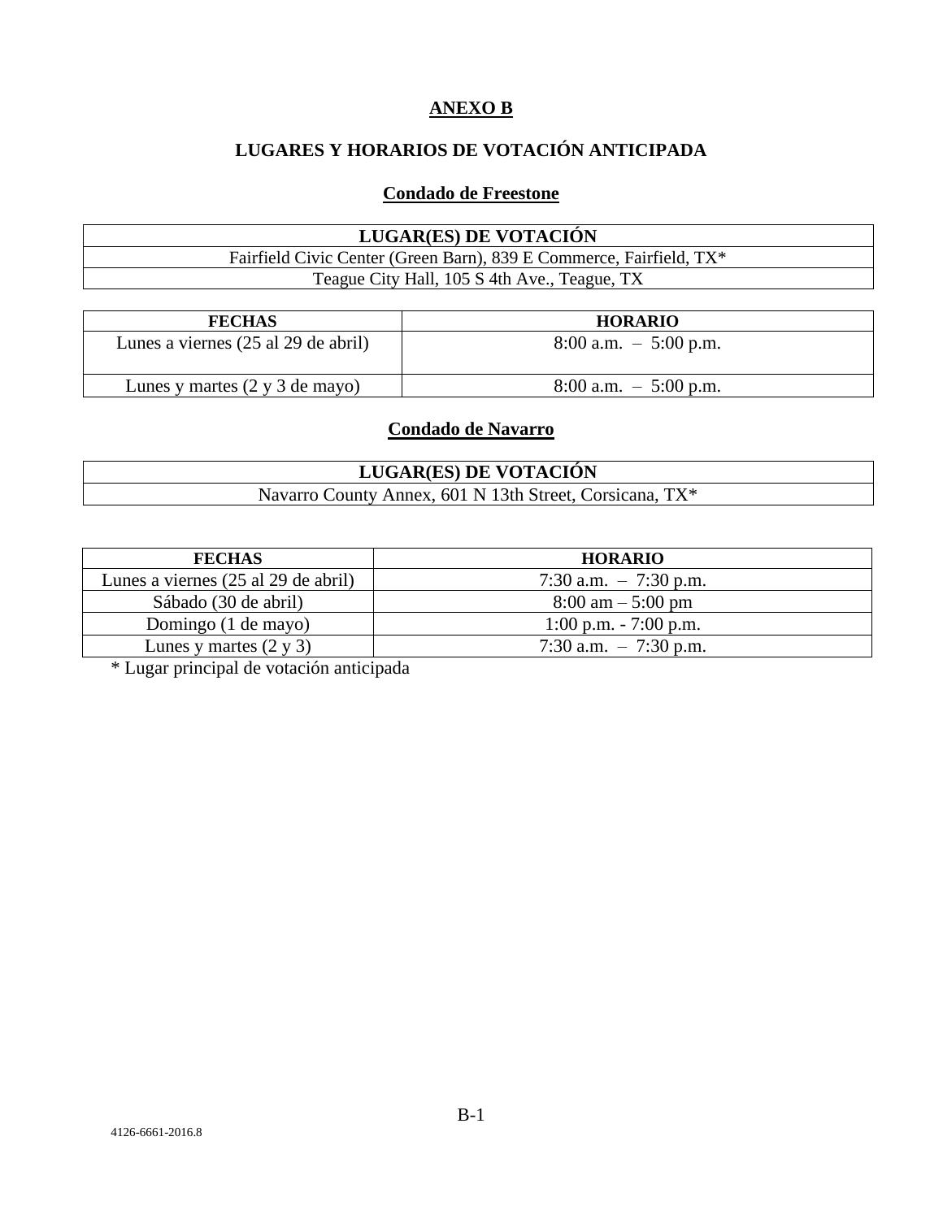# ANEXO B

## LUGARES Y HORARIOS DE VOTACIÓN ANTICIPADA

### Condado de Freestone

| LUGAR(ES) DE VOTACIÓN |
| --- |
| Fairfield Civic Center (Green Barn), 839 E Commerce, Fairfield, TX* |
| Teague City Hall, 105 S 4th Ave., Teague, TX |

| FECHAS | HORARIO |
| --- | --- |
| Lunes a viernes (25 al 29 de abril) | 8:00 a.m. – 5:00 p.m. |
| Lunes y martes (2 y 3 de mayo) | 8:00 a.m. – 5:00 p.m. |

### Condado de Navarro

| LUGAR(ES) DE VOTACIÓN |
| --- |
| Navarro County Annex, 601 N 13th Street, Corsicana, TX* |

| FECHAS | HORARIO |
| --- | --- |
| Lunes a viernes (25 al 29 de abril) | 7:30 a.m. – 7:30 p.m. |
| Sábado (30 de abril) | 8:00 am – 5:00 pm |
| Domingo (1 de mayo) | 1:00 p.m. - 7:00 p.m. |
| Lunes y martes (2 y 3) | 7:30 a.m. – 7:30 p.m. |

* Lugar principal de votación anticipada

4126-6661-2016.8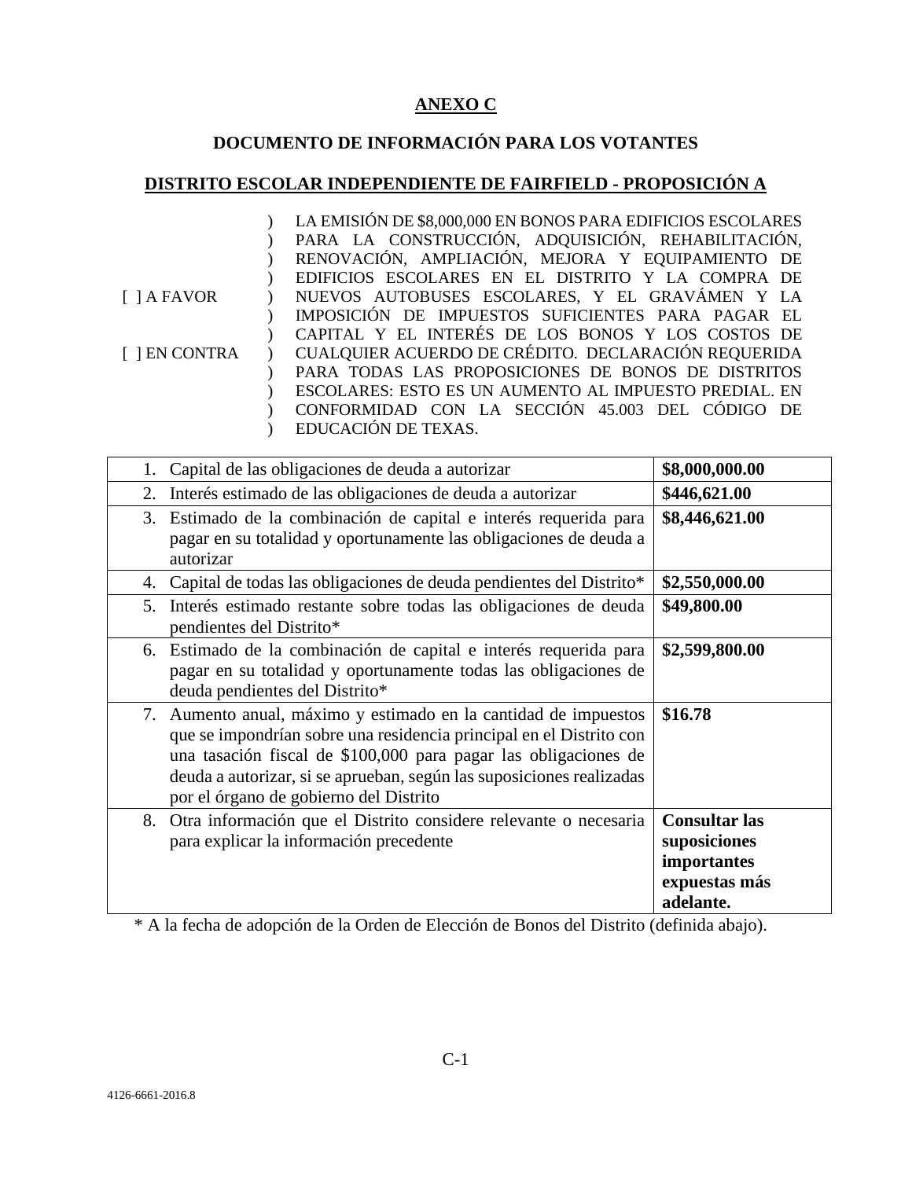**ANEXO C**

**DOCUMENTO DE INFORMACIÓN PARA LOS VOTANTES**

**DISTRITO ESCOLAR INDEPENDIENTE DE FAIRFIELD - PROPOSICIÓN A**

| | | |
|---|---|---|
| [ ] A FAVOR<br><br>[ ] EN CONTRA | ) | LA EMISIÓN DE $8,000,000 EN BONOS PARA EDIFICIOS ESCOLARES PARA LA CONSTRUCCIÓN, ADQUISICIÓN, REHABILITACIÓN, RENOVACIÓN, AMPLIACIÓN, MEJORA Y EQUIPAMIENTO DE EDIFICIOS ESCOLARES EN EL DISTRITO Y LA COMPRA DE NUEVOS AUTOBUSES ESCOLARES, Y EL GRAVÁMEN Y LA IMPOSICIÓN DE IMPUESTOS SUFICIENTES PARA PAGAR EL CAPITAL Y EL INTERÉS DE LOS BONOS Y LOS COSTOS DE CUALQUIER ACUERDO DE CRÉDITO. DECLARACIÓN REQUERIDA PARA TODAS LAS PROPOSICIONES DE BONOS DE DISTRITOS ESCOLARES: ESTO ES UN AUMENTO AL IMPUESTO PREDIAL. EN CONFORMIDAD CON LA SECCIÓN 45.003 DEL CÓDIGO DE EDUCACIÓN DE TEXAS. |

| | |
|---|---|
| 1. Capital de las obligaciones de deuda a autorizar | **$8,000,000.00** |
| 2. Interés estimado de las obligaciones de deuda a autorizar | **$446,621.00** |
| 3. Estimado de la combinación de capital e interés requerida para pagar en su totalidad y oportunamente las obligaciones de deuda a autorizar | **$8,446,621.00** |
| 4. Capital de todas las obligaciones de deuda pendientes del Distrito* | **$2,550,000.00** |
| 5. Interés estimado restante sobre todas las obligaciones de deuda pendientes del Distrito* | **$49,800.00** |
| 6. Estimado de la combinación de capital e interés requerida para pagar en su totalidad y oportunamente todas las obligaciones de deuda pendientes del Distrito* | **$2,599,800.00** |
| 7. Aumento anual, máximo y estimado en la cantidad de impuestos que se impondrían sobre una residencia principal en el Distrito con una tasación fiscal de $100,000 para pagar las obligaciones de deuda a autorizar, si se aprueban, según las suposiciones realizadas por el órgano de gobierno del Distrito | **$16.78** |
| 8. Otra información que el Distrito considere relevante o necesaria para explicar la información precedente | **Consultar las suposiciones importantes expuestas más adelante.** |

\* A la fecha de adopción de la Orden de Elección de Bonos del Distrito (definida abajo).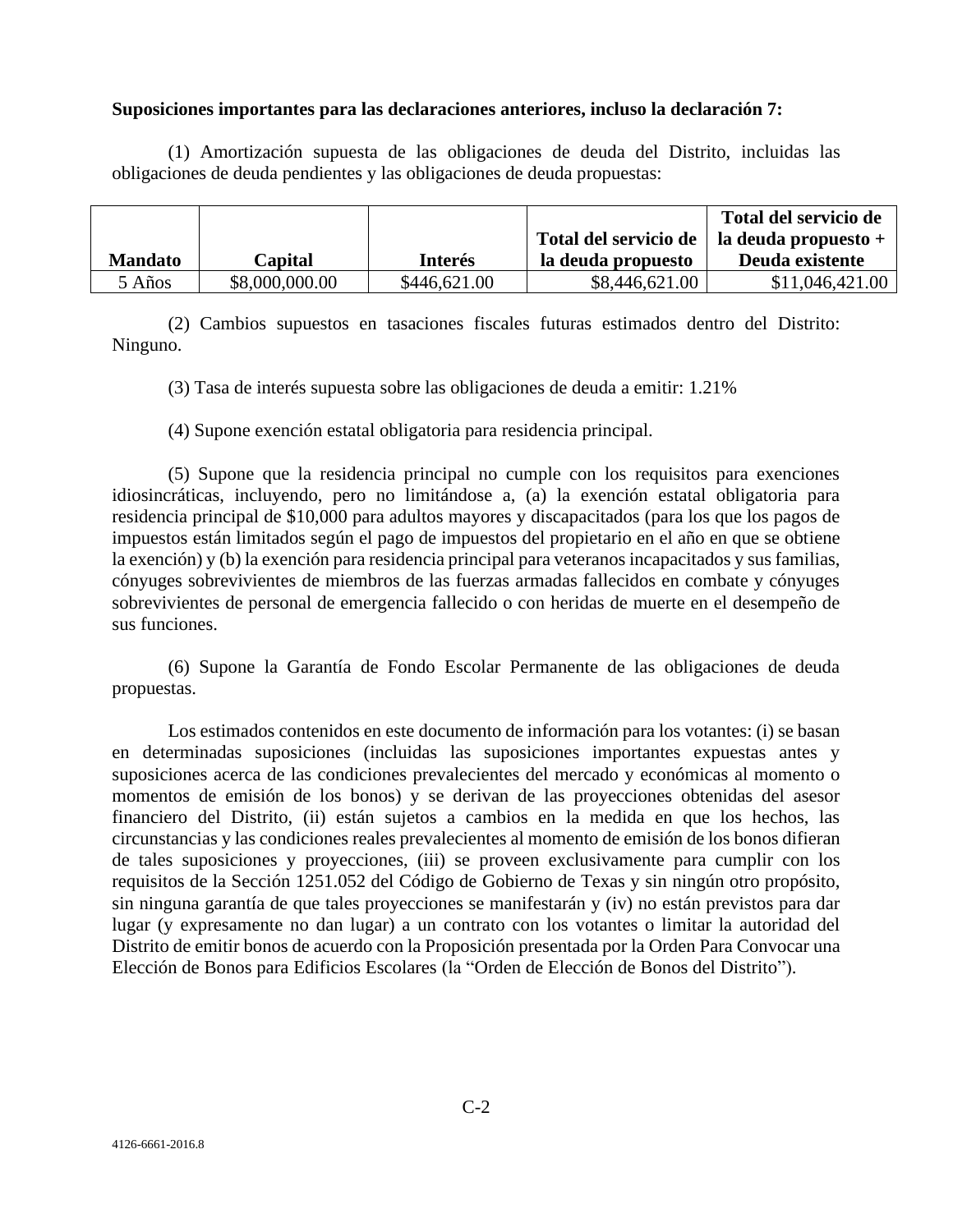**Suposiciones importantes para las declaraciones anteriores, incluso la declaración 7:**

(1) Amortización supuesta de las obligaciones de deuda del Distrito, incluidas las obligaciones de deuda pendientes y las obligaciones de deuda propuestas:

| Mandato | Capital | Interés | Total del servicio de la deuda propuesto | Total del servicio de la deuda propuesto + Deuda existente |
|---|---|---|---|---|
| 5 Años | $8,000,000.00 | $446,621.00 | $8,446,621.00 | $11,046,421.00 |

(2) Cambios supuestos en tasaciones fiscales futuras estimados dentro del Distrito: Ninguno.

(3) Tasa de interés supuesta sobre las obligaciones de deuda a emitir: 1.21%

(4) Supone exención estatal obligatoria para residencia principal.

(5) Supone que la residencia principal no cumple con los requisitos para exenciones idiosincráticas, incluyendo, pero no limitándose a, (a) la exención estatal obligatoria para residencia principal de $10,000 para adultos mayores y discapacitados (para los que los pagos de impuestos están limitados según el pago de impuestos del propietario en el año en que se obtiene la exención) y (b) la exención para residencia principal para veteranos incapacitados y sus familias, cónyuges sobrevivientes de miembros de las fuerzas armadas fallecidos en combate y cónyuges sobrevivientes de personal de emergencia fallecido o con heridas de muerte en el desempeño de sus funciones.

(6) Supone la Garantía de Fondo Escolar Permanente de las obligaciones de deuda propuestas.

Los estimados contenidos en este documento de información para los votantes: (i) se basan en determinadas suposiciones (incluidas las suposiciones importantes expuestas antes y suposiciones acerca de las condiciones prevalecientes del mercado y económicas al momento o momentos de emisión de los bonos) y se derivan de las proyecciones obtenidas del asesor financiero del Distrito, (ii) están sujetos a cambios en la medida en que los hechos, las circunstancias y las condiciones reales prevalecientes al momento de emisión de los bonos difieran de tales suposiciones y proyecciones, (iii) se proveen exclusivamente para cumplir con los requisitos de la Sección 1251.052 del Código de Gobierno de Texas y sin ningún otro propósito, sin ninguna garantía de que tales proyecciones se manifestarán y (iv) no están previstos para dar lugar (y expresamente no dan lugar) a un contrato con los votantes o limitar la autoridad del Distrito de emitir bonos de acuerdo con la Proposición presentada por la Orden Para Convocar una Elección de Bonos para Edificios Escolares (la "Orden de Elección de Bonos del Distrito").